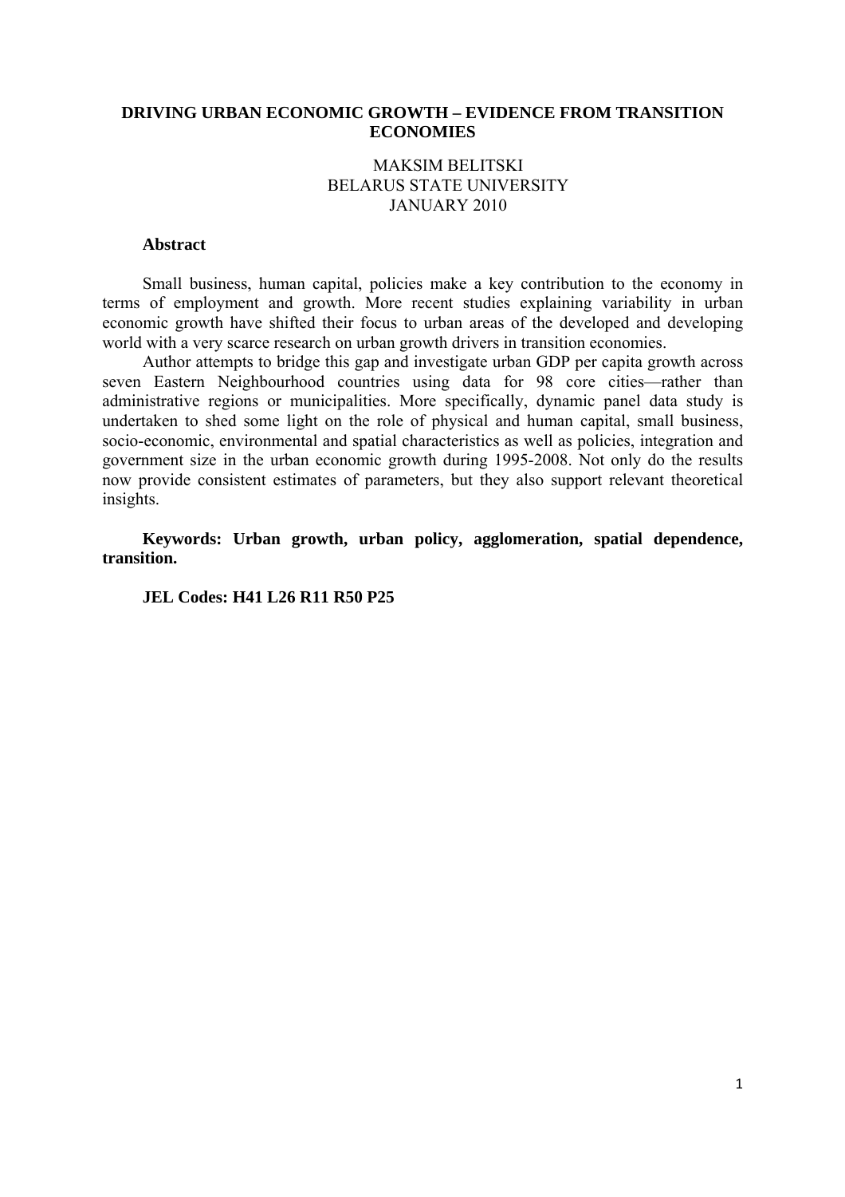# DRIVING URBAN ECONOMIC GROWTH – EVIDENCE FROM TRANSITION ECONOMIES

MAKSIM BELITSKI
BELARUS STATE UNIVERSITY
JANUARY 2010

**Abstract**

Small business, human capital, policies make a key contribution to the economy in terms of employment and growth. More recent studies explaining variability in urban economic growth have shifted their focus to urban areas of the developed and developing world with a very scarce research on urban growth drivers in transition economies.

Author attempts to bridge this gap and investigate urban GDP per capita growth across seven Eastern Neighbourhood countries using data for 98 core cities—rather than administrative regions or municipalities. More specifically, dynamic panel data study is undertaken to shed some light on the role of physical and human capital, small business, socio-economic, environmental and spatial characteristics as well as policies, integration and government size in the urban economic growth during 1995-2008. Not only do the results now provide consistent estimates of parameters, but they also support relevant theoretical insights.

**Keywords: Urban growth, urban policy, agglomeration, spatial dependence, transition.**

**JEL Codes: H41 L26 R11 R50 P25**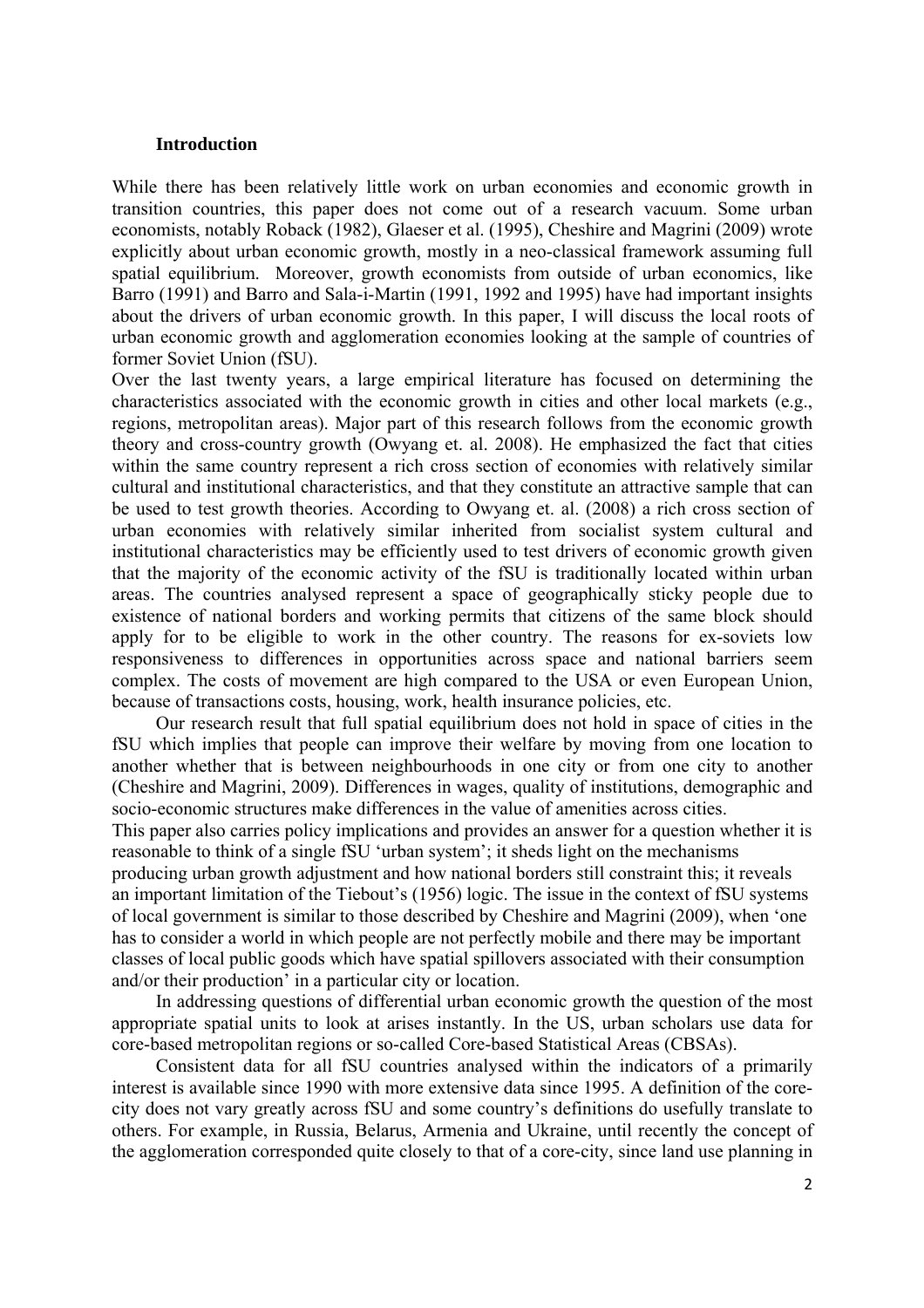### Introduction

While there has been relatively little work on urban economies and economic growth in transition countries, this paper does not come out of a research vacuum. Some urban economists, notably Roback (1982), Glaeser et al. (1995), Cheshire and Magrini (2009) wrote explicitly about urban economic growth, mostly in a neo-classical framework assuming full spatial equilibrium. Moreover, growth economists from outside of urban economics, like Barro (1991) and Barro and Sala-i-Martin (1991, 1992 and 1995) have had important insights about the drivers of urban economic growth. In this paper, I will discuss the local roots of urban economic growth and agglomeration economies looking at the sample of countries of former Soviet Union (fSU).

Over the last twenty years, a large empirical literature has focused on determining the characteristics associated with the economic growth in cities and other local markets (e.g., regions, metropolitan areas). Major part of this research follows from the economic growth theory and cross-country growth (Owyang et. al. 2008). He emphasized the fact that cities within the same country represent a rich cross section of economies with relatively similar cultural and institutional characteristics, and that they constitute an attractive sample that can be used to test growth theories. According to Owyang et. al. (2008) a rich cross section of urban economies with relatively similar inherited from socialist system cultural and institutional characteristics may be efficiently used to test drivers of economic growth given that the majority of the economic activity of the fSU is traditionally located within urban areas. The countries analysed represent a space of geographically sticky people due to existence of national borders and working permits that citizens of the same block should apply for to be eligible to work in the other country. The reasons for ex-soviets low responsiveness to differences in opportunities across space and national barriers seem complex. The costs of movement are high compared to the USA or even European Union, because of transactions costs, housing, work, health insurance policies, etc.

Our research result that full spatial equilibrium does not hold in space of cities in the fSU which implies that people can improve their welfare by moving from one location to another whether that is between neighbourhoods in one city or from one city to another (Cheshire and Magrini, 2009). Differences in wages, quality of institutions, demographic and socio-economic structures make differences in the value of amenities across cities.

This paper also carries policy implications and provides an answer for a question whether it is reasonable to think of a single fSU 'urban system'; it sheds light on the mechanisms producing urban growth adjustment and how national borders still constraint this; it reveals an important limitation of the Tiebout's (1956) logic. The issue in the context of fSU systems of local government is similar to those described by Cheshire and Magrini (2009), when 'one has to consider a world in which people are not perfectly mobile and there may be important classes of local public goods which have spatial spillovers associated with their consumption and/or their production' in a particular city or location.

In addressing questions of differential urban economic growth the question of the most appropriate spatial units to look at arises instantly. In the US, urban scholars use data for core-based metropolitan regions or so-called Core-based Statistical Areas (CBSAs).

Consistent data for all fSU countries analysed within the indicators of a primarily interest is available since 1990 with more extensive data since 1995. A definition of the core-city does not vary greatly across fSU and some country's definitions do usefully translate to others. For example, in Russia, Belarus, Armenia and Ukraine, until recently the concept of the agglomeration corresponded quite closely to that of a core-city, since land use planning in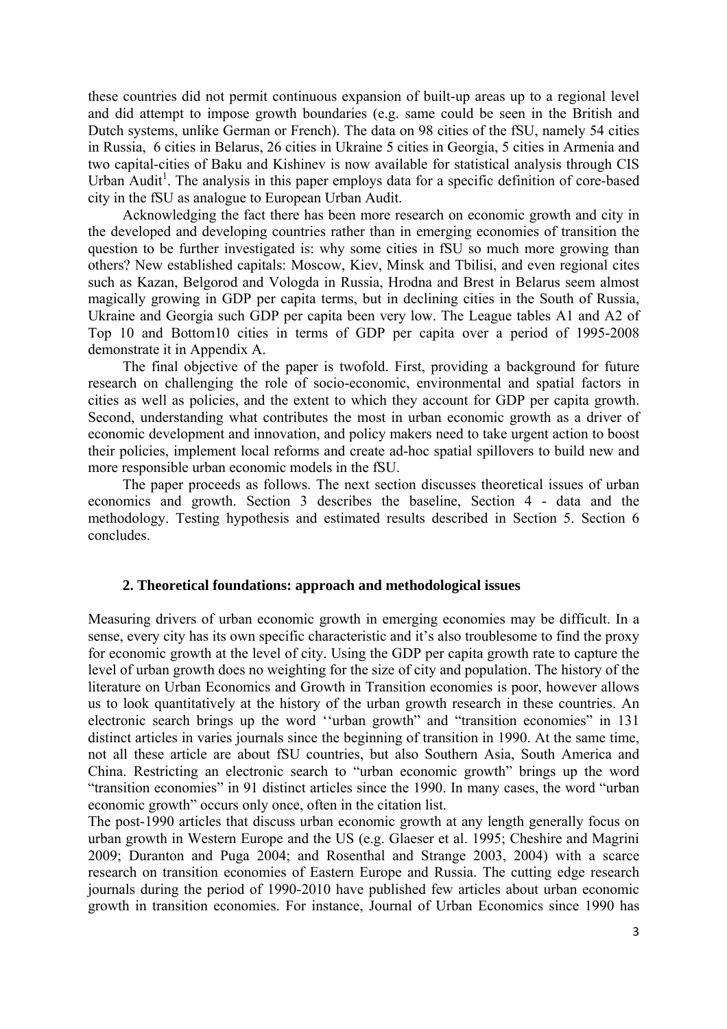these countries did not permit continuous expansion of built-up areas up to a regional level and did attempt to impose growth boundaries (e.g. same could be seen in the British and Dutch systems, unlike German or French). The data on 98 cities of the fSU, namely 54 cities in Russia, 6 cities in Belarus, 26 cities in Ukraine 5 cities in Georgia, 5 cities in Armenia and two capital-cities of Baku and Kishinev is now available for statistical analysis through CIS Urban Audit[1]. The analysis in this paper employs data for a specific definition of core-based city in the fSU as analogue to European Urban Audit.

Acknowledging the fact there has been more research on economic growth and city in the developed and developing countries rather than in emerging economies of transition the question to be further investigated is: why some cities in fSU so much more growing than others? New established capitals: Moscow, Kiev, Minsk and Tbilisi, and even regional cites such as Kazan, Belgorod and Vologda in Russia, Hrodna and Brest in Belarus seem almost magically growing in GDP per capita terms, but in declining cities in the South of Russia, Ukraine and Georgia such GDP per capita been very low. The League tables A1 and A2 of Top 10 and Bottom10 cities in terms of GDP per capita over a period of 1995-2008 demonstrate it in Appendix A.

The final objective of the paper is twofold. First, providing a background for future research on challenging the role of socio-economic, environmental and spatial factors in cities as well as policies, and the extent to which they account for GDP per capita growth. Second, understanding what contributes the most in urban economic growth as a driver of economic development and innovation, and policy makers need to take urgent action to boost their policies, implement local reforms and create ad-hoc spatial spillovers to build new and more responsible urban economic models in the fSU.

The paper proceeds as follows. The next section discusses theoretical issues of urban economics and growth. Section 3 describes the baseline, Section 4 - data and the methodology. Testing hypothesis and estimated results described in Section 5. Section 6 concludes.

## 2. Theoretical foundations: approach and methodological issues

Measuring drivers of urban economic growth in emerging economies may be difficult. In a sense, every city has its own specific characteristic and it's also troublesome to find the proxy for economic growth at the level of city. Using the GDP per capita growth rate to capture the level of urban growth does no weighting for the size of city and population. The history of the literature on Urban Economics and Growth in Transition economies is poor, however allows us to look quantitatively at the history of the urban growth research in these countries. An electronic search brings up the word ''urban growth" and "transition economies" in 131 distinct articles in varies journals since the beginning of transition in 1990. At the same time, not all these article are about fSU countries, but also Southern Asia, South America and China. Restricting an electronic search to "urban economic growth" brings up the word "transition economies" in 91 distinct articles since the 1990. In many cases, the word "urban economic growth" occurs only once, often in the citation list.

The post-1990 articles that discuss urban economic growth at any length generally focus on urban growth in Western Europe and the US (e.g. Glaeser et al. 1995; Cheshire and Magrini 2009; Duranton and Puga 2004; and Rosenthal and Strange 2003, 2004) with a scarce research on transition economies of Eastern Europe and Russia. The cutting edge research journals during the period of 1990-2010 have published few articles about urban economic growth in transition economies. For instance, Journal of Urban Economics since 1990 has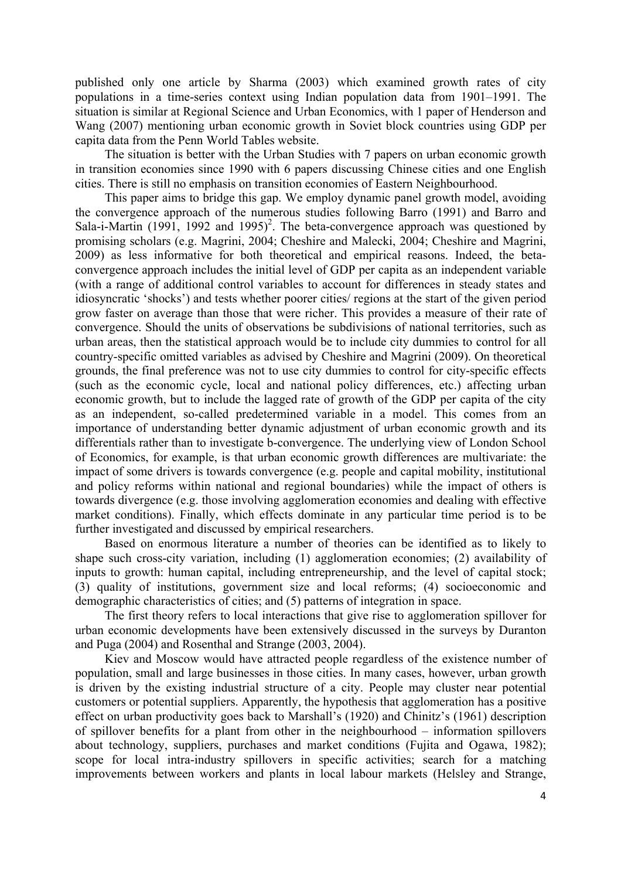published only one article by Sharma (2003) which examined growth rates of city populations in a time-series context using Indian population data from 1901–1991. The situation is similar at Regional Science and Urban Economics, with 1 paper of Henderson and Wang (2007) mentioning urban economic growth in Soviet block countries using GDP per capita data from the Penn World Tables website.

The situation is better with the Urban Studies with 7 papers on urban economic growth in transition economies since 1990 with 6 papers discussing Chinese cities and one English cities. There is still no emphasis on transition economies of Eastern Neighbourhood.

This paper aims to bridge this gap. We employ dynamic panel growth model, avoiding the convergence approach of the numerous studies following Barro (1991) and Barro and Sala-i-Martin (1991, 1992 and 1995)[2]. The beta-convergence approach was questioned by promising scholars (e.g. Magrini, 2004; Cheshire and Malecki, 2004; Cheshire and Magrini, 2009) as less informative for both theoretical and empirical reasons. Indeed, the beta-convergence approach includes the initial level of GDP per capita as an independent variable (with a range of additional control variables to account for differences in steady states and idiosyncratic 'shocks') and tests whether poorer cities/ regions at the start of the given period grow faster on average than those that were richer. This provides a measure of their rate of convergence. Should the units of observations be subdivisions of national territories, such as urban areas, then the statistical approach would be to include city dummies to control for all country-specific omitted variables as advised by Cheshire and Magrini (2009). On theoretical grounds, the final preference was not to use city dummies to control for city-specific effects (such as the economic cycle, local and national policy differences, etc.) affecting urban economic growth, but to include the lagged rate of growth of the GDP per capita of the city as an independent, so-called predetermined variable in a model. This comes from an importance of understanding better dynamic adjustment of urban economic growth and its differentials rather than to investigate b-convergence. The underlying view of London School of Economics, for example, is that urban economic growth differences are multivariate: the impact of some drivers is towards convergence (e.g. people and capital mobility, institutional and policy reforms within national and regional boundaries) while the impact of others is towards divergence (e.g. those involving agglomeration economies and dealing with effective market conditions). Finally, which effects dominate in any particular time period is to be further investigated and discussed by empirical researchers.

Based on enormous literature a number of theories can be identified as to likely to shape such cross-city variation, including (1) agglomeration economies; (2) availability of inputs to growth: human capital, including entrepreneurship, and the level of capital stock; (3) quality of institutions, government size and local reforms; (4) socioeconomic and demographic characteristics of cities; and (5) patterns of integration in space.

The first theory refers to local interactions that give rise to agglomeration spillover for urban economic developments have been extensively discussed in the surveys by Duranton and Puga (2004) and Rosenthal and Strange (2003, 2004).

Kiev and Moscow would have attracted people regardless of the existence number of population, small and large businesses in those cities. In many cases, however, urban growth is driven by the existing industrial structure of a city. People may cluster near potential customers or potential suppliers. Apparently, the hypothesis that agglomeration has a positive effect on urban productivity goes back to Marshall's (1920) and Chinitz's (1961) description of spillover benefits for a plant from other in the neighbourhood – information spillovers about technology, suppliers, purchases and market conditions (Fujita and Ogawa, 1982); scope for local intra-industry spillovers in specific activities; search for a matching improvements between workers and plants in local labour markets (Helsley and Strange,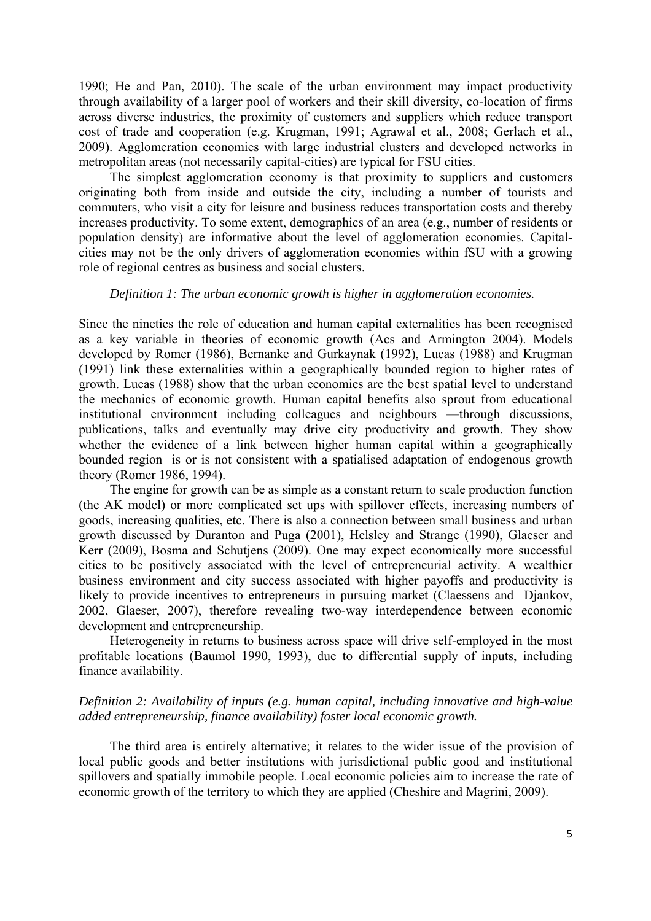1990; He and Pan, 2010). The scale of the urban environment may impact productivity through availability of a larger pool of workers and their skill diversity, co-location of firms across diverse industries, the proximity of customers and suppliers which reduce transport cost of trade and cooperation (e.g. Krugman, 1991; Agrawal et al., 2008; Gerlach et al., 2009). Agglomeration economies with large industrial clusters and developed networks in metropolitan areas (not necessarily capital-cities) are typical for FSU cities.

The simplest agglomeration economy is that proximity to suppliers and customers originating both from inside and outside the city, including a number of tourists and commuters, who visit a city for leisure and business reduces transportation costs and thereby increases productivity. To some extent, demographics of an area (e.g., number of residents or population density) are informative about the level of agglomeration economies. Capital-cities may not be the only drivers of agglomeration economies within fSU with a growing role of regional centres as business and social clusters.

*Definition 1: The urban economic growth is higher in agglomeration economies.*

Since the nineties the role of education and human capital externalities has been recognised as a key variable in theories of economic growth (Acs and Armington 2004). Models developed by Romer (1986), Bernanke and Gurkaynak (1992), Lucas (1988) and Krugman (1991) link these externalities within a geographically bounded region to higher rates of growth. Lucas (1988) show that the urban economies are the best spatial level to understand the mechanics of economic growth. Human capital benefits also sprout from educational institutional environment including colleagues and neighbours —through discussions, publications, talks and eventually may drive city productivity and growth. They show whether the evidence of a link between higher human capital within a geographically bounded region is or is not consistent with a spatialised adaptation of endogenous growth theory (Romer 1986, 1994).

The engine for growth can be as simple as a constant return to scale production function (the AK model) or more complicated set ups with spillover effects, increasing numbers of goods, increasing qualities, etc. There is also a connection between small business and urban growth discussed by Duranton and Puga (2001), Helsley and Strange (1990), Glaeser and Kerr (2009), Bosma and Schutjens (2009). One may expect economically more successful cities to be positively associated with the level of entrepreneurial activity. A wealthier business environment and city success associated with higher payoffs and productivity is likely to provide incentives to entrepreneurs in pursuing market (Claessens and Djankov, 2002, Glaeser, 2007), therefore revealing two-way interdependence between economic development and entrepreneurship.

Heterogeneity in returns to business across space will drive self-employed in the most profitable locations (Baumol 1990, 1993), due to differential supply of inputs, including finance availability.

*Definition 2: Availability of inputs (e.g. human capital, including innovative and high-value added entrepreneurship, finance availability) foster local economic growth.*

The third area is entirely alternative; it relates to the wider issue of the provision of local public goods and better institutions with jurisdictional public good and institutional spillovers and spatially immobile people. Local economic policies aim to increase the rate of economic growth of the territory to which they are applied (Cheshire and Magrini, 2009).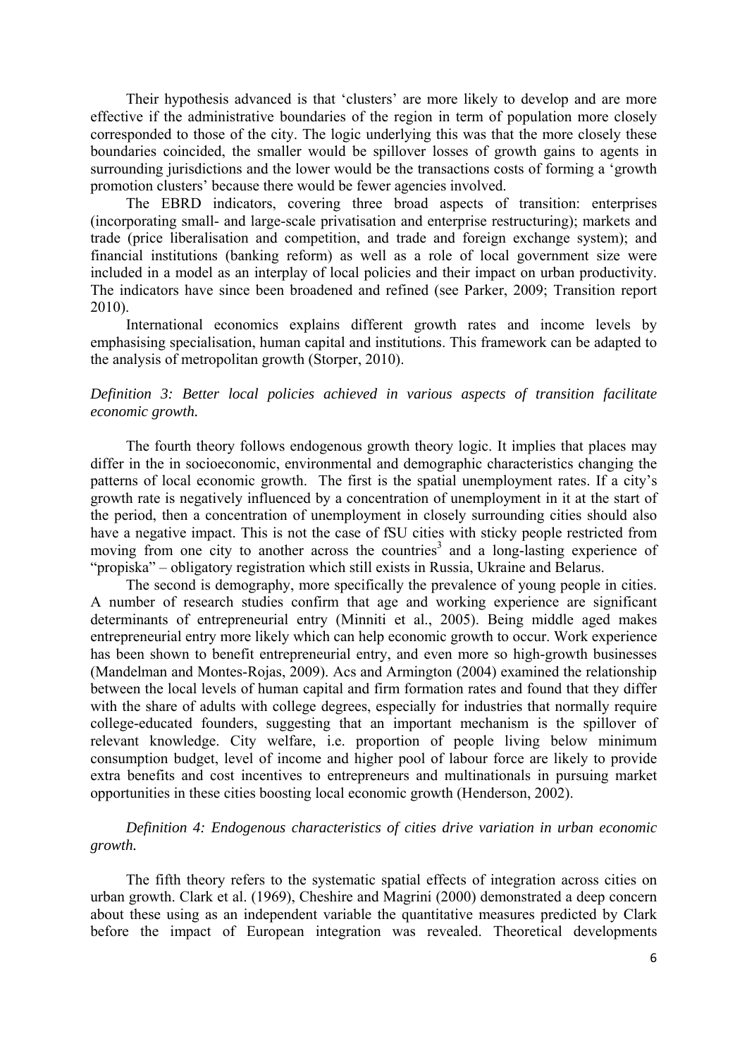Their hypothesis advanced is that 'clusters' are more likely to develop and are more effective if the administrative boundaries of the region in term of population more closely corresponded to those of the city. The logic underlying this was that the more closely these boundaries coincided, the smaller would be spillover losses of growth gains to agents in surrounding jurisdictions and the lower would be the transactions costs of forming a 'growth promotion clusters' because there would be fewer agencies involved.

The EBRD indicators, covering three broad aspects of transition: enterprises (incorporating small- and large-scale privatisation and enterprise restructuring); markets and trade (price liberalisation and competition, and trade and foreign exchange system); and financial institutions (banking reform) as well as a role of local government size were included in a model as an interplay of local policies and their impact on urban productivity. The indicators have since been broadened and refined (see Parker, 2009; Transition report 2010).

International economics explains different growth rates and income levels by emphasising specialisation, human capital and institutions. This framework can be adapted to the analysis of metropolitan growth (Storper, 2010).

*Definition 3: Better local policies achieved in various aspects of transition facilitate economic growth.*

The fourth theory follows endogenous growth theory logic. It implies that places may differ in the in socioeconomic, environmental and demographic characteristics changing the patterns of local economic growth. The first is the spatial unemployment rates. If a city's growth rate is negatively influenced by a concentration of unemployment in it at the start of the period, then a concentration of unemployment in closely surrounding cities should also have a negative impact. This is not the case of fSU cities with sticky people restricted from moving from one city to another across the countries[3] and a long-lasting experience of "propiska" – obligatory registration which still exists in Russia, Ukraine and Belarus.

The second is demography, more specifically the prevalence of young people in cities. A number of research studies confirm that age and working experience are significant determinants of entrepreneurial entry (Minniti et al., 2005). Being middle aged makes entrepreneurial entry more likely which can help economic growth to occur. Work experience has been shown to benefit entrepreneurial entry, and even more so high-growth businesses (Mandelman and Montes-Rojas, 2009). Acs and Armington (2004) examined the relationship between the local levels of human capital and firm formation rates and found that they differ with the share of adults with college degrees, especially for industries that normally require college-educated founders, suggesting that an important mechanism is the spillover of relevant knowledge. City welfare, i.e. proportion of people living below minimum consumption budget, level of income and higher pool of labour force are likely to provide extra benefits and cost incentives to entrepreneurs and multinationals in pursuing market opportunities in these cities boosting local economic growth (Henderson, 2002).

*Definition 4: Endogenous characteristics of cities drive variation in urban economic growth.*

The fifth theory refers to the systematic spatial effects of integration across cities on urban growth. Clark et al. (1969), Cheshire and Magrini (2000) demonstrated a deep concern about these using as an independent variable the quantitative measures predicted by Clark before the impact of European integration was revealed. Theoretical developments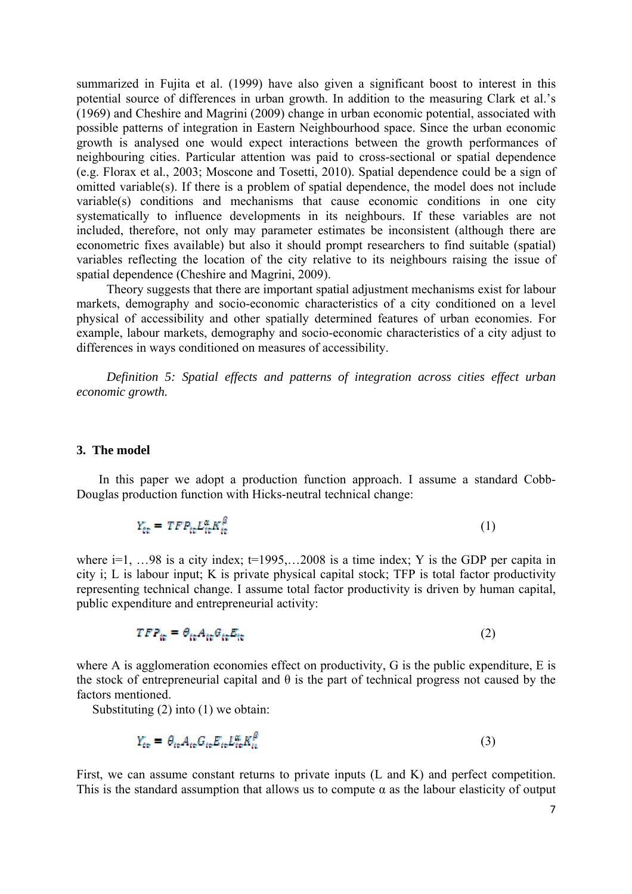summarized in Fujita et al. (1999) have also given a significant boost to interest in this potential source of differences in urban growth. In addition to the measuring Clark et al.'s (1969) and Cheshire and Magrini (2009) change in urban economic potential, associated with possible patterns of integration in Eastern Neighbourhood space. Since the urban economic growth is analysed one would expect interactions between the growth performances of neighbouring cities. Particular attention was paid to cross-sectional or spatial dependence (e.g. Florax et al., 2003; Moscone and Tosetti, 2010). Spatial dependence could be a sign of omitted variable(s). If there is a problem of spatial dependence, the model does not include variable(s) conditions and mechanisms that cause economic conditions in one city systematically to influence developments in its neighbours. If these variables are not included, therefore, not only may parameter estimates be inconsistent (although there are econometric fixes available) but also it should prompt researchers to find suitable (spatial) variables reflecting the location of the city relative to its neighbours raising the issue of spatial dependence (Cheshire and Magrini, 2009).

Theory suggests that there are important spatial adjustment mechanisms exist for labour markets, demography and socio-economic characteristics of a city conditioned on a level physical of accessibility and other spatially determined features of urban economies. For example, labour markets, demography and socio-economic characteristics of a city adjust to differences in ways conditioned on measures of accessibility.

*Definition 5: Spatial effects and patterns of integration across cities effect urban economic growth.*

### 3. The model

In this paper we adopt a production function approach. I assume a standard Cobb-Douglas production function with Hicks-neutral technical change:

$$Y_{it} = TFP_{it} L_{it}^{\alpha} K_{it}^{\beta} \tag{1}$$

where i=1, …98 is a city index; t=1995,…2008 is a time index; Y is the GDP per capita in city i; L is labour input; K is private physical capital stock; TFP is total factor productivity representing technical change. I assume total factor productivity is driven by human capital, public expenditure and entrepreneurial activity:

$$TFP_{it} = \theta_{it} A_{it} G_{it} E_{it} \tag{2}$$

where A is agglomeration economies effect on productivity, G is the public expenditure, E is the stock of entrepreneurial capital and θ is the part of technical progress not caused by the factors mentioned.

Substituting (2) into (1) we obtain:

$$Y_{it} = \theta_{it} A_{it} G_{it} E_{it} L_{it}^{\alpha} K_{it}^{\beta} \tag{3}$$

First, we can assume constant returns to private inputs (L and K) and perfect competition. This is the standard assumption that allows us to compute α as the labour elasticity of output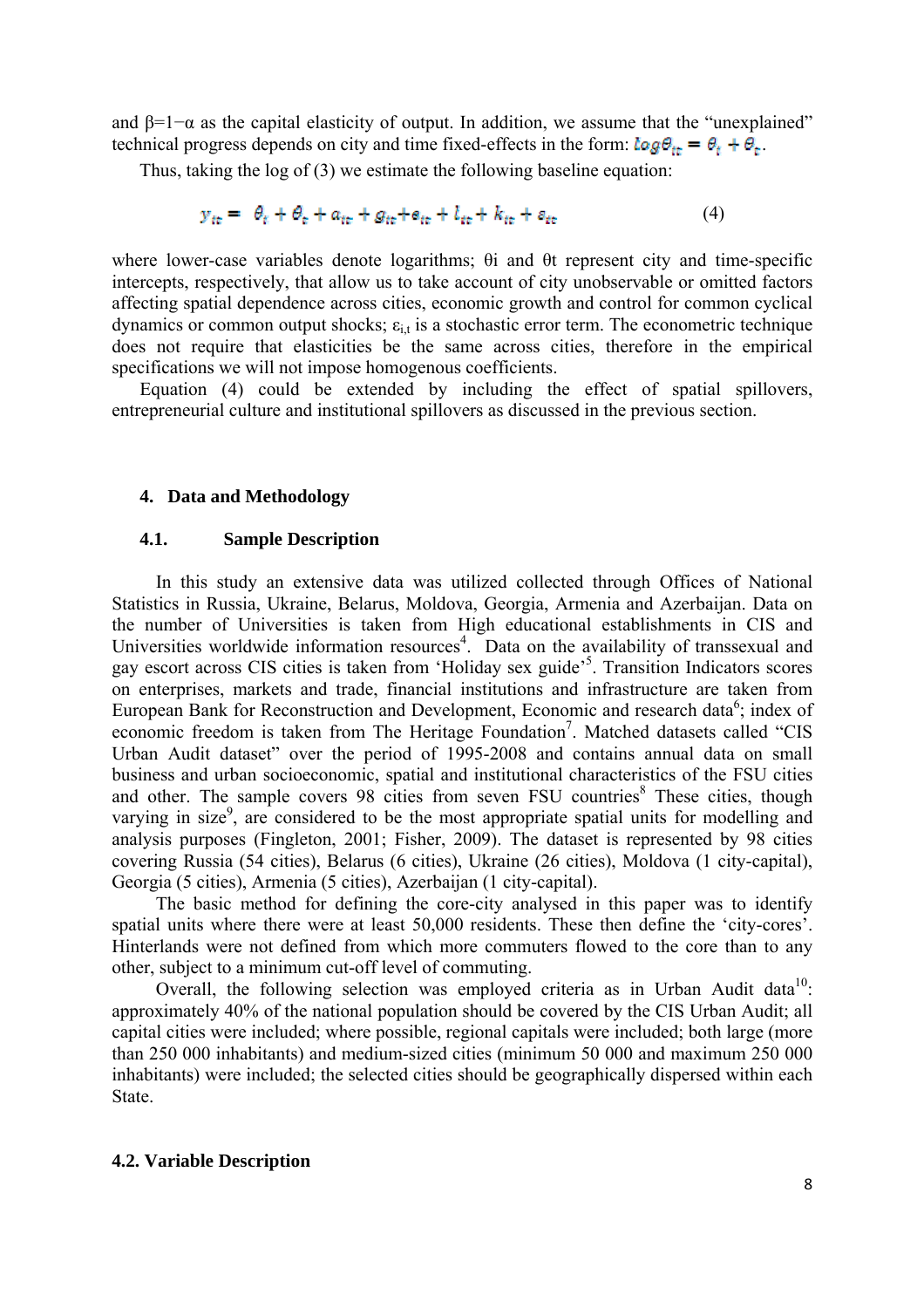and $\beta=1-\alpha$ as the capital elasticity of output. In addition, we assume that the "unexplained" technical progress depends on city and time fixed-effects in the form: $log\theta_{it} = \theta_i + \theta_t$.

Thus, taking the log of (3) we estimate the following baseline equation:

$$y_{it} = \theta_i + \theta_t + a_{it} + g_{it} + e_{it} + l_{it} + k_{it} + \varepsilon_{it} \quad (4)$$

where lower-case variables denote logarithms; θi and θt represent city and time-specific intercepts, respectively, that allow us to take account of city unobservable or omitted factors affecting spatial dependence across cities, economic growth and control for common cyclical dynamics or common output shocks; $\varepsilon_{i,t}$ is a stochastic error term. The econometric technique does not require that elasticities be the same across cities, therefore in the empirical specifications we will not impose homogenous coefficients.

Equation (4) could be extended by including the effect of spatial spillovers, entrepreneurial culture and institutional spillovers as discussed in the previous section.

## 4. Data and Methodology

### 4.1. Sample Description

In this study an extensive data was utilized collected through Offices of National Statistics in Russia, Ukraine, Belarus, Moldova, Georgia, Armenia and Azerbaijan. Data on the number of Universities is taken from High educational establishments in CIS and Universities worldwide information resources[4]. Data on the availability of transsexual and gay escort across CIS cities is taken from 'Holiday sex guide'[5]. Transition Indicators scores on enterprises, markets and trade, financial institutions and infrastructure are taken from European Bank for Reconstruction and Development, Economic and research data[6]; index of economic freedom is taken from The Heritage Foundation[7]. Matched datasets called "CIS Urban Audit dataset" over the period of 1995-2008 and contains annual data on small business and urban socioeconomic, spatial and institutional characteristics of the FSU cities and other. The sample covers 98 cities from seven FSU countries[8] These cities, though varying in size[9], are considered to be the most appropriate spatial units for modelling and analysis purposes (Fingleton, 2001; Fisher, 2009). The dataset is represented by 98 cities covering Russia (54 cities), Belarus (6 cities), Ukraine (26 cities), Moldova (1 city-capital), Georgia (5 cities), Armenia (5 cities), Azerbaijan (1 city-capital).

The basic method for defining the core-city analysed in this paper was to identify spatial units where there were at least 50,000 residents. These then define the 'city-cores'. Hinterlands were not defined from which more commuters flowed to the core than to any other, subject to a minimum cut-off level of commuting.

Overall, the following selection was employed criteria as in Urban Audit data[10]: approximately 40% of the national population should be covered by the CIS Urban Audit; all capital cities were included; where possible, regional capitals were included; both large (more than 250 000 inhabitants) and medium-sized cities (minimum 50 000 and maximum 250 000 inhabitants) were included; the selected cities should be geographically dispersed within each State.

### 4.2. Variable Description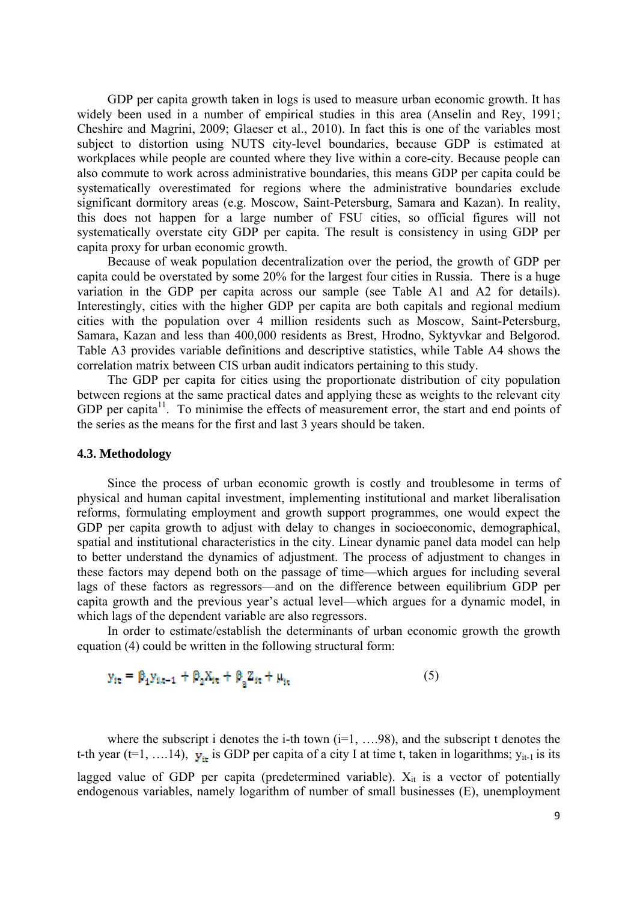GDP per capita growth taken in logs is used to measure urban economic growth. It has widely been used in a number of empirical studies in this area (Anselin and Rey, 1991; Cheshire and Magrini, 2009; Glaeser et al., 2010). In fact this is one of the variables most subject to distortion using NUTS city-level boundaries, because GDP is estimated at workplaces while people are counted where they live within a core-city. Because people can also commute to work across administrative boundaries, this means GDP per capita could be systematically overestimated for regions where the administrative boundaries exclude significant dormitory areas (e.g. Moscow, Saint-Petersburg, Samara and Kazan). In reality, this does not happen for a large number of FSU cities, so official figures will not systematically overstate city GDP per capita. The result is consistency in using GDP per capita proxy for urban economic growth.

Because of weak population decentralization over the period, the growth of GDP per capita could be overstated by some 20% for the largest four cities in Russia. There is a huge variation in the GDP per capita across our sample (see Table A1 and A2 for details). Interestingly, cities with the higher GDP per capita are both capitals and regional medium cities with the population over 4 million residents such as Moscow, Saint-Petersburg, Samara, Kazan and less than 400,000 residents as Brest, Hrodno, Syktyvkar and Belgorod. Table A3 provides variable definitions and descriptive statistics, while Table A4 shows the correlation matrix between CIS urban audit indicators pertaining to this study.

The GDP per capita for cities using the proportionate distribution of city population between regions at the same practical dates and applying these as weights to the relevant city GDP per capita[11]. To minimise the effects of measurement error, the start and end points of the series as the means for the first and last 3 years should be taken.

### 4.3. Methodology

Since the process of urban economic growth is costly and troublesome in terms of physical and human capital investment, implementing institutional and market liberalisation reforms, formulating employment and growth support programmes, one would expect the GDP per capita growth to adjust with delay to changes in socioeconomic, demographical, spatial and institutional characteristics in the city. Linear dynamic panel data model can help to better understand the dynamics of adjustment. The process of adjustment to changes in these factors may depend both on the passage of time—which argues for including several lags of these factors as regressors—and on the difference between equilibrium GDP per capita growth and the previous year's actual level—which argues for a dynamic model, in which lags of the dependent variable are also regressors.

In order to estimate/establish the determinants of urban economic growth the growth equation (4) could be written in the following structural form:

$$y_{it} = \beta_1 y_{i,t-1} + \beta_2 X_{it} + \beta_3 Z_{it} + \mu_{it} \tag{5}$$

where the subscript i denotes the i-th town (i=1, ….98), and the subscript t denotes the t-th year (t=1, ….14), $y_{it}$ is GDP per capita of a city I at time t, taken in logarithms; $y_{it-1}$ is its lagged value of GDP per capita (predetermined variable). $X_{it}$ is a vector of potentially endogenous variables, namely logarithm of number of small businesses (E), unemployment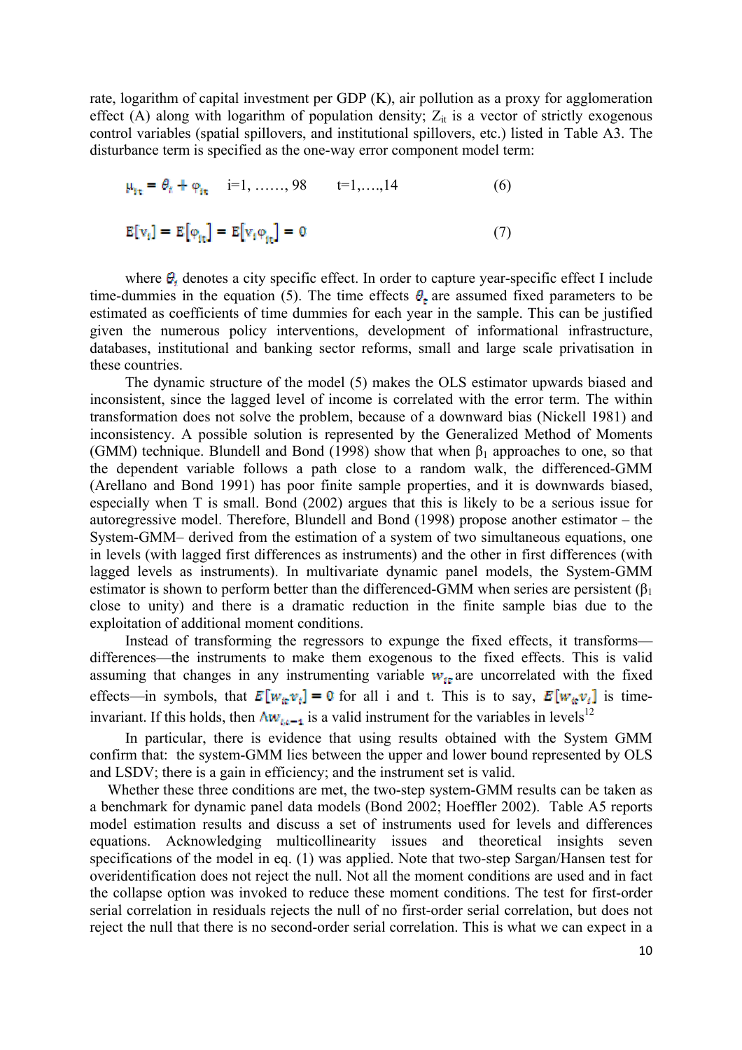rate, logarithm of capital investment per GDP (K), air pollution as a proxy for agglomeration effect (A) along with logarithm of population density; $Z_{it}$ is a vector of strictly exogenous control variables (spatial spillovers, and institutional spillovers, etc.) listed in Table A3. The disturbance term is specified as the one-way error component model term:

$$\mu_{it} = \theta_i + \varphi_{it} \quad i=1, \ldots\ldots, 98 \quad t=1,\ldots.,14 \tag{6}$$

$$E[v_i] = E[\varphi_{it}] = E[v_i \varphi_{it}] = 0 \tag{7}$$

where $\theta_i$ denotes a city specific effect. In order to capture year-specific effect I include time-dummies in the equation (5). The time effects $\theta_t$ are assumed fixed parameters to be estimated as coefficients of time dummies for each year in the sample. This can be justified given the numerous policy interventions, development of informational infrastructure, databases, institutional and banking sector reforms, small and large scale privatisation in these countries.

The dynamic structure of the model (5) makes the OLS estimator upwards biased and inconsistent, since the lagged level of income is correlated with the error term. The within transformation does not solve the problem, because of a downward bias (Nickell 1981) and inconsistency. A possible solution is represented by the Generalized Method of Moments (GMM) technique. Blundell and Bond (1998) show that when $\beta_1$ approaches to one, so that the dependent variable follows a path close to a random walk, the differenced-GMM (Arellano and Bond 1991) has poor finite sample properties, and it is downwards biased, especially when T is small. Bond (2002) argues that this is likely to be a serious issue for autoregressive model. Therefore, Blundell and Bond (1998) propose another estimator – the System-GMM– derived from the estimation of a system of two simultaneous equations, one in levels (with lagged first differences as instruments) and the other in first differences (with lagged levels as instruments). In multivariate dynamic panel models, the System-GMM estimator is shown to perform better than the differenced-GMM when series are persistent ($\beta_1$ close to unity) and there is a dramatic reduction in the finite sample bias due to the exploitation of additional moment conditions.

Instead of transforming the regressors to expunge the fixed effects, it transforms—differences—the instruments to make them exogenous to the fixed effects. This is valid assuming that changes in any instrumenting variable $w_{it}$ are uncorrelated with the fixed effects—in symbols, that $E[w_{it} v_i] = 0$ for all i and t. This is to say, $E[w_{it} v_i]$ is time-invariant. If this holds, then $\Delta w_{i,t-1}$ is a valid instrument for the variables in levels[12]

In particular, there is evidence that using results obtained with the System GMM confirm that: the system-GMM lies between the upper and lower bound represented by OLS and LSDV; there is a gain in efficiency; and the instrument set is valid.

Whether these three conditions are met, the two-step system-GMM results can be taken as a benchmark for dynamic panel data models (Bond 2002; Hoeffler 2002). Table A5 reports model estimation results and discuss a set of instruments used for levels and differences equations. Acknowledging multicollinearity issues and theoretical insights seven specifications of the model in eq. (1) was applied. Note that two-step Sargan/Hansen test for overidentification does not reject the null. Not all the moment conditions are used and in fact the collapse option was invoked to reduce these moment conditions. The test for first-order serial correlation in residuals rejects the null of no first-order serial correlation, but does not reject the null that there is no second-order serial correlation. This is what we can expect in a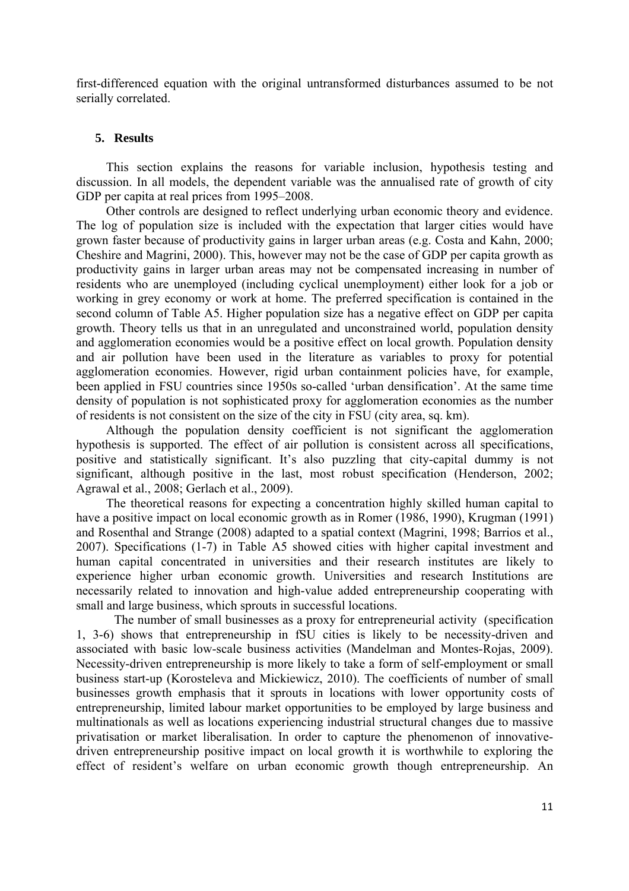first-differenced equation with the original untransformed disturbances assumed to be not serially correlated.

## 5. Results

This section explains the reasons for variable inclusion, hypothesis testing and discussion. In all models, the dependent variable was the annualised rate of growth of city GDP per capita at real prices from 1995–2008.

Other controls are designed to reflect underlying urban economic theory and evidence. The log of population size is included with the expectation that larger cities would have grown faster because of productivity gains in larger urban areas (e.g. Costa and Kahn, 2000; Cheshire and Magrini, 2000). This, however may not be the case of GDP per capita growth as productivity gains in larger urban areas may not be compensated increasing in number of residents who are unemployed (including cyclical unemployment) either look for a job or working in grey economy or work at home. The preferred specification is contained in the second column of Table A5. Higher population size has a negative effect on GDP per capita growth. Theory tells us that in an unregulated and unconstrained world, population density and agglomeration economies would be a positive effect on local growth. Population density and air pollution have been used in the literature as variables to proxy for potential agglomeration economies. However, rigid urban containment policies have, for example, been applied in FSU countries since 1950s so-called 'urban densification'. At the same time density of population is not sophisticated proxy for agglomeration economies as the number of residents is not consistent on the size of the city in FSU (city area, sq. km).

Although the population density coefficient is not significant the agglomeration hypothesis is supported. The effect of air pollution is consistent across all specifications, positive and statistically significant. It's also puzzling that city-capital dummy is not significant, although positive in the last, most robust specification (Henderson, 2002; Agrawal et al., 2008; Gerlach et al., 2009).

The theoretical reasons for expecting a concentration highly skilled human capital to have a positive impact on local economic growth as in Romer (1986, 1990), Krugman (1991) and Rosenthal and Strange (2008) adapted to a spatial context (Magrini, 1998; Barrios et al., 2007). Specifications (1-7) in Table A5 showed cities with higher capital investment and human capital concentrated in universities and their research institutes are likely to experience higher urban economic growth. Universities and research Institutions are necessarily related to innovation and high-value added entrepreneurship cooperating with small and large business, which sprouts in successful locations.

The number of small businesses as a proxy for entrepreneurial activity (specification 1, 3-6) shows that entrepreneurship in fSU cities is likely to be necessity-driven and associated with basic low-scale business activities (Mandelman and Montes-Rojas, 2009). Necessity-driven entrepreneurship is more likely to take a form of self-employment or small business start-up (Korosteleva and Mickiewicz, 2010). The coefficients of number of small businesses growth emphasis that it sprouts in locations with lower opportunity costs of entrepreneurship, limited labour market opportunities to be employed by large business and multinationals as well as locations experiencing industrial structural changes due to massive privatisation or market liberalisation. In order to capture the phenomenon of innovative-driven entrepreneurship positive impact on local growth it is worthwhile to exploring the effect of resident's welfare on urban economic growth though entrepreneurship. An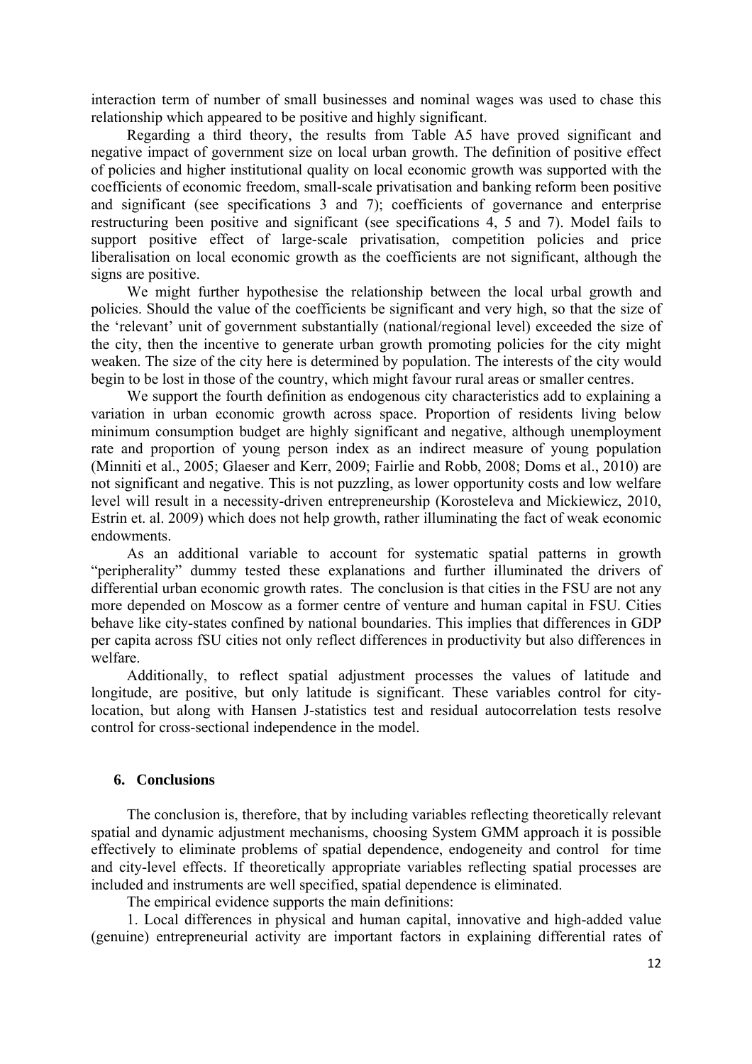interaction term of number of small businesses and nominal wages was used to chase this relationship which appeared to be positive and highly significant.

Regarding a third theory, the results from Table A5 have proved significant and negative impact of government size on local urban growth. The definition of positive effect of policies and higher institutional quality on local economic growth was supported with the coefficients of economic freedom, small-scale privatisation and banking reform been positive and significant (see specifications 3 and 7); coefficients of governance and enterprise restructuring been positive and significant (see specifications 4, 5 and 7). Model fails to support positive effect of large-scale privatisation, competition policies and price liberalisation on local economic growth as the coefficients are not significant, although the signs are positive.

We might further hypothesise the relationship between the local urbal growth and policies. Should the value of the coefficients be significant and very high, so that the size of the 'relevant' unit of government substantially (national/regional level) exceeded the size of the city, then the incentive to generate urban growth promoting policies for the city might weaken. The size of the city here is determined by population. The interests of the city would begin to be lost in those of the country, which might favour rural areas or smaller centres.

We support the fourth definition as endogenous city characteristics add to explaining a variation in urban economic growth across space. Proportion of residents living below minimum consumption budget are highly significant and negative, although unemployment rate and proportion of young person index as an indirect measure of young population (Minniti et al., 2005; Glaeser and Kerr, 2009; Fairlie and Robb, 2008; Doms et al., 2010) are not significant and negative. This is not puzzling, as lower opportunity costs and low welfare level will result in a necessity-driven entrepreneurship (Korosteleva and Mickiewicz, 2010, Estrin et. al. 2009) which does not help growth, rather illuminating the fact of weak economic endowments.

As an additional variable to account for systematic spatial patterns in growth "peripherality" dummy tested these explanations and further illuminated the drivers of differential urban economic growth rates. The conclusion is that cities in the FSU are not any more depended on Moscow as a former centre of venture and human capital in FSU. Cities behave like city-states confined by national boundaries. This implies that differences in GDP per capita across fSU cities not only reflect differences in productivity but also differences in welfare.

Additionally, to reflect spatial adjustment processes the values of latitude and longitude, are positive, but only latitude is significant. These variables control for city-location, but along with Hansen J-statistics test and residual autocorrelation tests resolve control for cross-sectional independence in the model.

## 6. Conclusions

The conclusion is, therefore, that by including variables reflecting theoretically relevant spatial and dynamic adjustment mechanisms, choosing System GMM approach it is possible effectively to eliminate problems of spatial dependence, endogeneity and control for time and city-level effects. If theoretically appropriate variables reflecting spatial processes are included and instruments are well specified, spatial dependence is eliminated.

The empirical evidence supports the main definitions:

1. Local differences in physical and human capital, innovative and high-added value (genuine) entrepreneurial activity are important factors in explaining differential rates of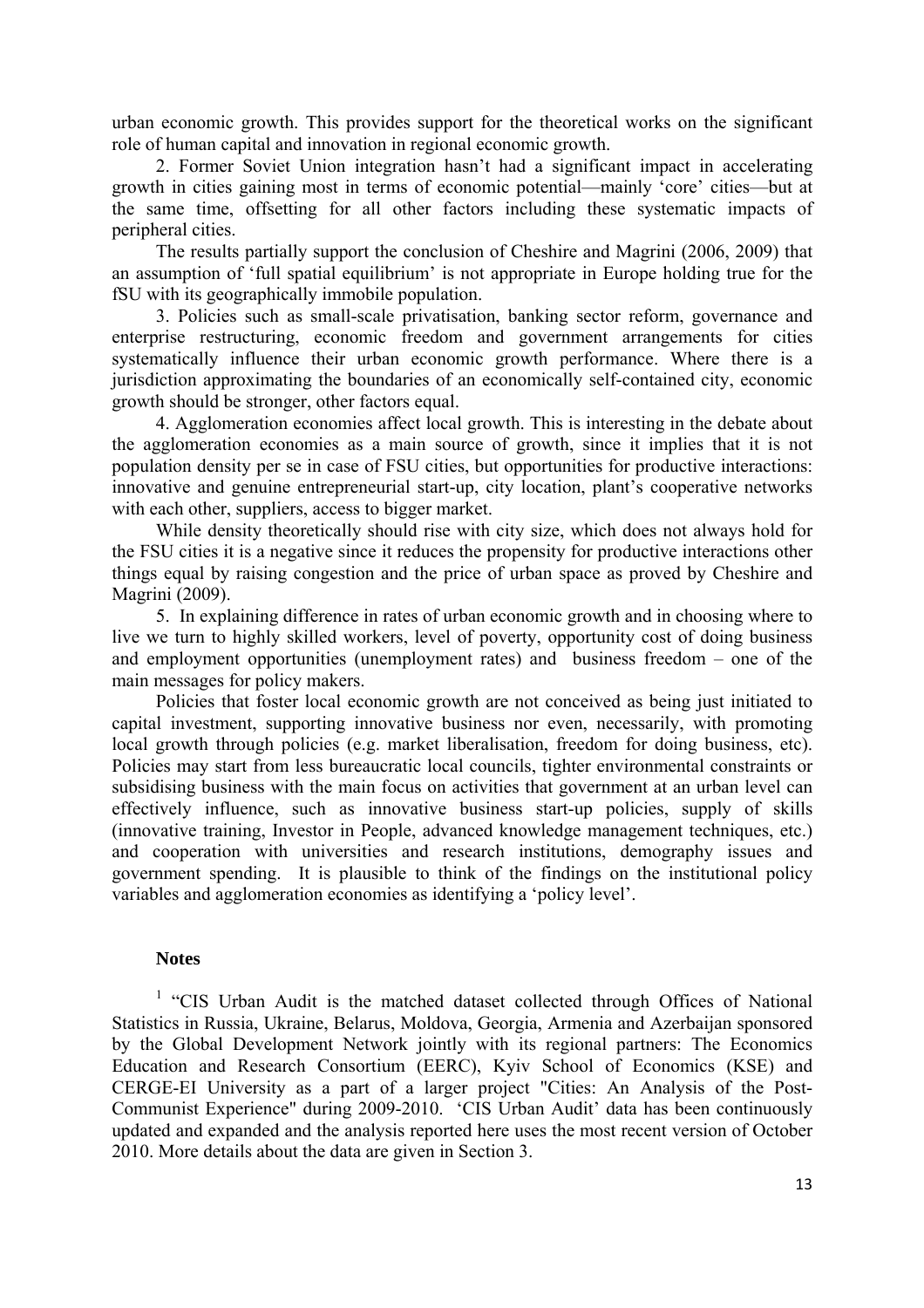urban economic growth. This provides support for the theoretical works on the significant role of human capital and innovation in regional economic growth.

2. Former Soviet Union integration hasn't had a significant impact in accelerating growth in cities gaining most in terms of economic potential—mainly 'core' cities—but at the same time, offsetting for all other factors including these systematic impacts of peripheral cities.

The results partially support the conclusion of Cheshire and Magrini (2006, 2009) that an assumption of 'full spatial equilibrium' is not appropriate in Europe holding true for the fSU with its geographically immobile population.

3. Policies such as small-scale privatisation, banking sector reform, governance and enterprise restructuring, economic freedom and government arrangements for cities systematically influence their urban economic growth performance. Where there is a jurisdiction approximating the boundaries of an economically self-contained city, economic growth should be stronger, other factors equal.

4. Agglomeration economies affect local growth. This is interesting in the debate about the agglomeration economies as a main source of growth, since it implies that it is not population density per se in case of FSU cities, but opportunities for productive interactions: innovative and genuine entrepreneurial start-up, city location, plant's cooperative networks with each other, suppliers, access to bigger market.

While density theoretically should rise with city size, which does not always hold for the FSU cities it is a negative since it reduces the propensity for productive interactions other things equal by raising congestion and the price of urban space as proved by Cheshire and Magrini (2009).

5. In explaining difference in rates of urban economic growth and in choosing where to live we turn to highly skilled workers, level of poverty, opportunity cost of doing business and employment opportunities (unemployment rates) and business freedom – one of the main messages for policy makers.

Policies that foster local economic growth are not conceived as being just initiated to capital investment, supporting innovative business nor even, necessarily, with promoting local growth through policies (e.g. market liberalisation, freedom for doing business, etc). Policies may start from less bureaucratic local councils, tighter environmental constraints or subsidising business with the main focus on activities that government at an urban level can effectively influence, such as innovative business start-up policies, supply of skills (innovative training, Investor in People, advanced knowledge management techniques, etc.) and cooperation with universities and research institutions, demography issues and government spending. It is plausible to think of the findings on the institutional policy variables and agglomeration economies as identifying a 'policy level'.

**Notes**

[1] "CIS Urban Audit is the matched dataset collected through Offices of National Statistics in Russia, Ukraine, Belarus, Moldova, Georgia, Armenia and Azerbaijan sponsored by the Global Development Network jointly with its regional partners: The Economics Education and Research Consortium (EERC), Kyiv School of Economics (KSE) and CERGE-EI University as a part of a larger project "Cities: An Analysis of the Post-Communist Experience" during 2009-2010. 'CIS Urban Audit' data has been continuously updated and expanded and the analysis reported here uses the most recent version of October 2010. More details about the data are given in Section 3.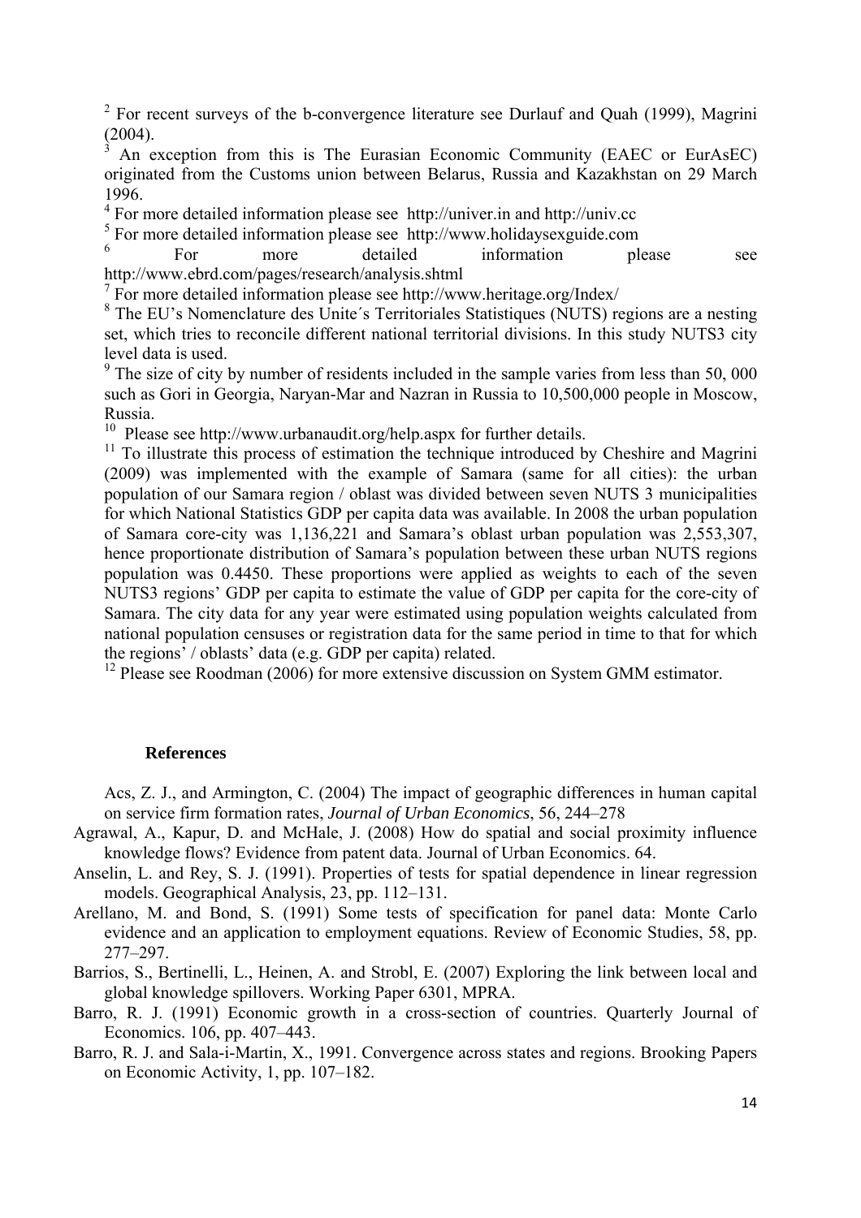[2] For recent surveys of the b-convergence literature see Durlauf and Quah (1999), Magrini (2004).

[3] An exception from this is The Eurasian Economic Community (EAEC or EurAsEC) originated from the Customs union between Belarus, Russia and Kazakhstan on 29 March 1996.

[4] For more detailed information please see http://univer.in and http://univ.cc

[5] For more detailed information please see http://www.holidaysexguide.com

[6] For more detailed information please see http://www.ebrd.com/pages/research/analysis.shtml

[7] For more detailed information please see http://www.heritage.org/Index/

[8] The EU's Nomenclature des Unite´s Territoriales Statistiques (NUTS) regions are a nesting set, which tries to reconcile different national territorial divisions. In this study NUTS3 city level data is used.

[9] The size of city by number of residents included in the sample varies from less than 50, 000 such as Gori in Georgia, Naryan-Mar and Nazran in Russia to 10,500,000 people in Moscow, Russia.

[10] Please see http://www.urbanaudit.org/help.aspx for further details.

[11] To illustrate this process of estimation the technique introduced by Cheshire and Magrini (2009) was implemented with the example of Samara (same for all cities): the urban population of our Samara region / oblast was divided between seven NUTS 3 municipalities for which National Statistics GDP per capita data was available. In 2008 the urban population of Samara core-city was 1,136,221 and Samara's oblast urban population was 2,553,307, hence proportionate distribution of Samara's population between these urban NUTS regions population was 0.4450. These proportions were applied as weights to each of the seven NUTS3 regions' GDP per capita to estimate the value of GDP per capita for the core-city of Samara. The city data for any year were estimated using population weights calculated from national population censuses or registration data for the same period in time to that for which the regions' / oblasts' data (e.g. GDP per capita) related.

[12] Please see Roodman (2006) for more extensive discussion on System GMM estimator.

## References

Acs, Z. J., and Armington, C. (2004) The impact of geographic differences in human capital on service firm formation rates, *Journal of Urban Economics*, 56, 244–278

Agrawal, A., Kapur, D. and McHale, J. (2008) How do spatial and social proximity influence knowledge flows? Evidence from patent data. Journal of Urban Economics. 64.

Anselin, L. and Rey, S. J. (1991). Properties of tests for spatial dependence in linear regression models. Geographical Analysis, 23, pp. 112–131.

Arellano, M. and Bond, S. (1991) Some tests of specification for panel data: Monte Carlo evidence and an application to employment equations. Review of Economic Studies, 58, pp. 277–297.

Barrios, S., Bertinelli, L., Heinen, A. and Strobl, E. (2007) Exploring the link between local and global knowledge spillovers. Working Paper 6301, MPRA.

Barro, R. J. (1991) Economic growth in a cross-section of countries. Quarterly Journal of Economics. 106, pp. 407–443.

Barro, R. J. and Sala-i-Martin, X., 1991. Convergence across states and regions. Brooking Papers on Economic Activity, 1, pp. 107–182.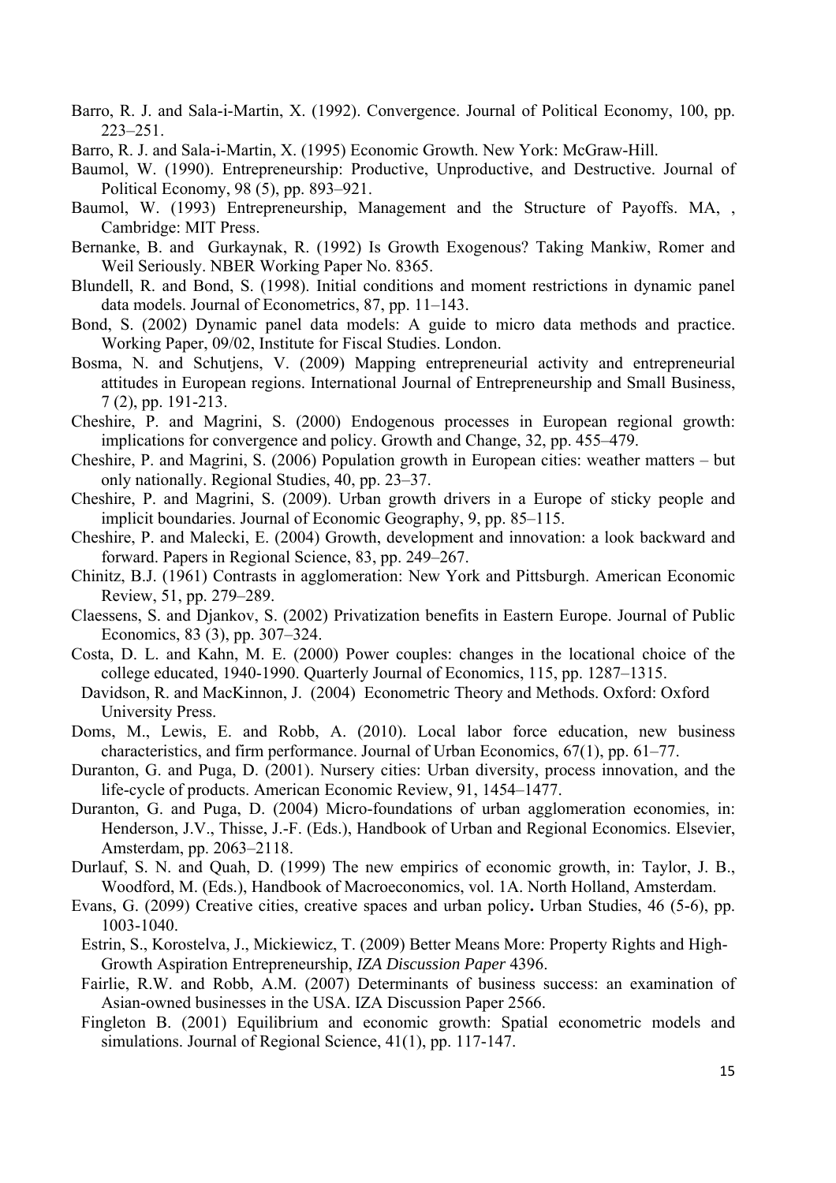Barro, R. J. and Sala-i-Martin, X. (1992). Convergence. Journal of Political Economy, 100, pp. 223–251.

Barro, R. J. and Sala-i-Martin, X. (1995) Economic Growth. New York: McGraw-Hill.

Baumol, W. (1990). Entrepreneurship: Productive, Unproductive, and Destructive. Journal of Political Economy, 98 (5), pp. 893–921.

Baumol, W. (1993) Entrepreneurship, Management and the Structure of Payoffs. MA, , Cambridge: MIT Press.

Bernanke, B. and Gurkaynak, R. (1992) Is Growth Exogenous? Taking Mankiw, Romer and Weil Seriously. NBER Working Paper No. 8365.

Blundell, R. and Bond, S. (1998). Initial conditions and moment restrictions in dynamic panel data models. Journal of Econometrics, 87, pp. 11–143.

Bond, S. (2002) Dynamic panel data models: A guide to micro data methods and practice. Working Paper, 09/02, Institute for Fiscal Studies. London.

Bosma, N. and Schutjens, V. (2009) Mapping entrepreneurial activity and entrepreneurial attitudes in European regions. International Journal of Entrepreneurship and Small Business, 7 (2), pp. 191-213.

Cheshire, P. and Magrini, S. (2000) Endogenous processes in European regional growth: implications for convergence and policy. Growth and Change, 32, pp. 455–479.

Cheshire, P. and Magrini, S. (2006) Population growth in European cities: weather matters – but only nationally. Regional Studies, 40, pp. 23–37.

Cheshire, P. and Magrini, S. (2009). Urban growth drivers in a Europe of sticky people and implicit boundaries. Journal of Economic Geography, 9, pp. 85–115.

Cheshire, P. and Malecki, E. (2004) Growth, development and innovation: a look backward and forward. Papers in Regional Science, 83, pp. 249–267.

Chinitz, B.J. (1961) Contrasts in agglomeration: New York and Pittsburgh. American Economic Review, 51, pp. 279–289.

Claessens, S. and Djankov, S. (2002) Privatization benefits in Eastern Europe. Journal of Public Economics, 83 (3), pp. 307–324.

Costa, D. L. and Kahn, M. E. (2000) Power couples: changes in the locational choice of the college educated, 1940-1990. Quarterly Journal of Economics, 115, pp. 1287–1315.

Davidson, R. and MacKinnon, J. (2004) Econometric Theory and Methods. Oxford: Oxford University Press.

Doms, M., Lewis, E. and Robb, A. (2010). Local labor force education, new business characteristics, and firm performance. Journal of Urban Economics, 67(1), pp. 61–77.

Duranton, G. and Puga, D. (2001). Nursery cities: Urban diversity, process innovation, and the life-cycle of products. American Economic Review, 91, 1454–1477.

Duranton, G. and Puga, D. (2004) Micro-foundations of urban agglomeration economies, in: Henderson, J.V., Thisse, J.-F. (Eds.), Handbook of Urban and Regional Economics. Elsevier, Amsterdam, pp. 2063–2118.

Durlauf, S. N. and Quah, D. (1999) The new empirics of economic growth, in: Taylor, J. B., Woodford, M. (Eds.), Handbook of Macroeconomics, vol. 1A. North Holland, Amsterdam.

Evans, G. (2099) Creative cities, creative spaces and urban policy**.** Urban Studies, 46 (5-6), pp. 1003-1040.

Estrin, S., Korostelva, J., Mickiewicz, T. (2009) Better Means More: Property Rights and High-Growth Aspiration Entrepreneurship, *IZA Discussion Paper* 4396.

Fairlie, R.W. and Robb, A.M. (2007) Determinants of business success: an examination of Asian-owned businesses in the USA. IZA Discussion Paper 2566.

Fingleton B. (2001) Equilibrium and economic growth: Spatial econometric models and simulations. Journal of Regional Science, 41(1), pp. 117-147.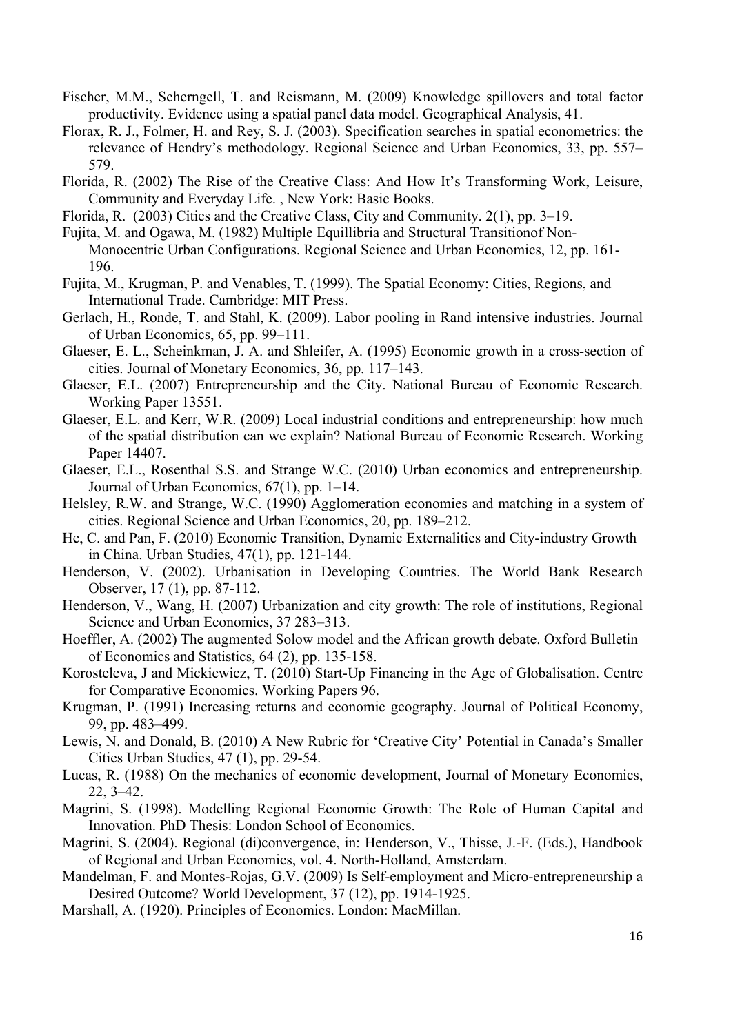Fischer, M.M., Scherngell, T. and Reismann, M. (2009) Knowledge spillovers and total factor productivity. Evidence using a spatial panel data model. Geographical Analysis, 41.

Florax, R. J., Folmer, H. and Rey, S. J. (2003). Specification searches in spatial econometrics: the relevance of Hendry's methodology. Regional Science and Urban Economics, 33, pp. 557–579.

Florida, R. (2002) The Rise of the Creative Class: And How It's Transforming Work, Leisure, Community and Everyday Life. , New York: Basic Books.

Florida, R. (2003) Cities and the Creative Class, City and Community. 2(1), pp. 3–19.

Fujita, M. and Ogawa, M. (1982) Multiple Equillibria and Structural Transitionof Non-Monocentric Urban Configurations. Regional Science and Urban Economics, 12, pp. 161-196.

Fujita, M., Krugman, P. and Venables, T. (1999). The Spatial Economy: Cities, Regions, and International Trade. Cambridge: MIT Press.

Gerlach, H., Ronde, T. and Stahl, K. (2009). Labor pooling in Rand intensive industries. Journal of Urban Economics, 65, pp. 99–111.

Glaeser, E. L., Scheinkman, J. A. and Shleifer, A. (1995) Economic growth in a cross-section of cities. Journal of Monetary Economics, 36, pp. 117–143.

Glaeser, E.L. (2007) Entrepreneurship and the City. National Bureau of Economic Research. Working Paper 13551.

Glaeser, E.L. and Kerr, W.R. (2009) Local industrial conditions and entrepreneurship: how much of the spatial distribution can we explain? National Bureau of Economic Research. Working Paper 14407.

Glaeser, E.L., Rosenthal S.S. and Strange W.C. (2010) Urban economics and entrepreneurship. Journal of Urban Economics, 67(1), pp. 1–14.

Helsley, R.W. and Strange, W.C. (1990) Agglomeration economies and matching in a system of cities. Regional Science and Urban Economics, 20, pp. 189–212.

He, C. and Pan, F. (2010) Economic Transition, Dynamic Externalities and City-industry Growth in China. Urban Studies, 47(1), pp. 121-144.

Henderson, V. (2002). Urbanisation in Developing Countries. The World Bank Research Observer, 17 (1), pp. 87-112.

Henderson, V., Wang, H. (2007) Urbanization and city growth: The role of institutions, Regional Science and Urban Economics, 37 283–313.

Hoeffler, A. (2002) The augmented Solow model and the African growth debate. Oxford Bulletin of Economics and Statistics, 64 (2), pp. 135-158.

Korosteleva, J and Mickiewicz, T. (2010) Start-Up Financing in the Age of Globalisation. Centre for Comparative Economics. Working Papers 96.

Krugman, P. (1991) Increasing returns and economic geography. Journal of Political Economy, 99, pp. 483–499.

Lewis, N. and Donald, B. (2010) A New Rubric for 'Creative City' Potential in Canada's Smaller Cities Urban Studies, 47 (1), pp. 29-54.

Lucas, R. (1988) On the mechanics of economic development, Journal of Monetary Economics, 22, 3–42.

Magrini, S. (1998). Modelling Regional Economic Growth: The Role of Human Capital and Innovation. PhD Thesis: London School of Economics.

Magrini, S. (2004). Regional (di)convergence, in: Henderson, V., Thisse, J.-F. (Eds.), Handbook of Regional and Urban Economics, vol. 4. North-Holland, Amsterdam.

Mandelman, F. and Montes-Rojas, G.V. (2009) Is Self-employment and Micro-entrepreneurship a Desired Outcome? World Development, 37 (12), pp. 1914-1925.

Marshall, A. (1920). Principles of Economics. London: MacMillan.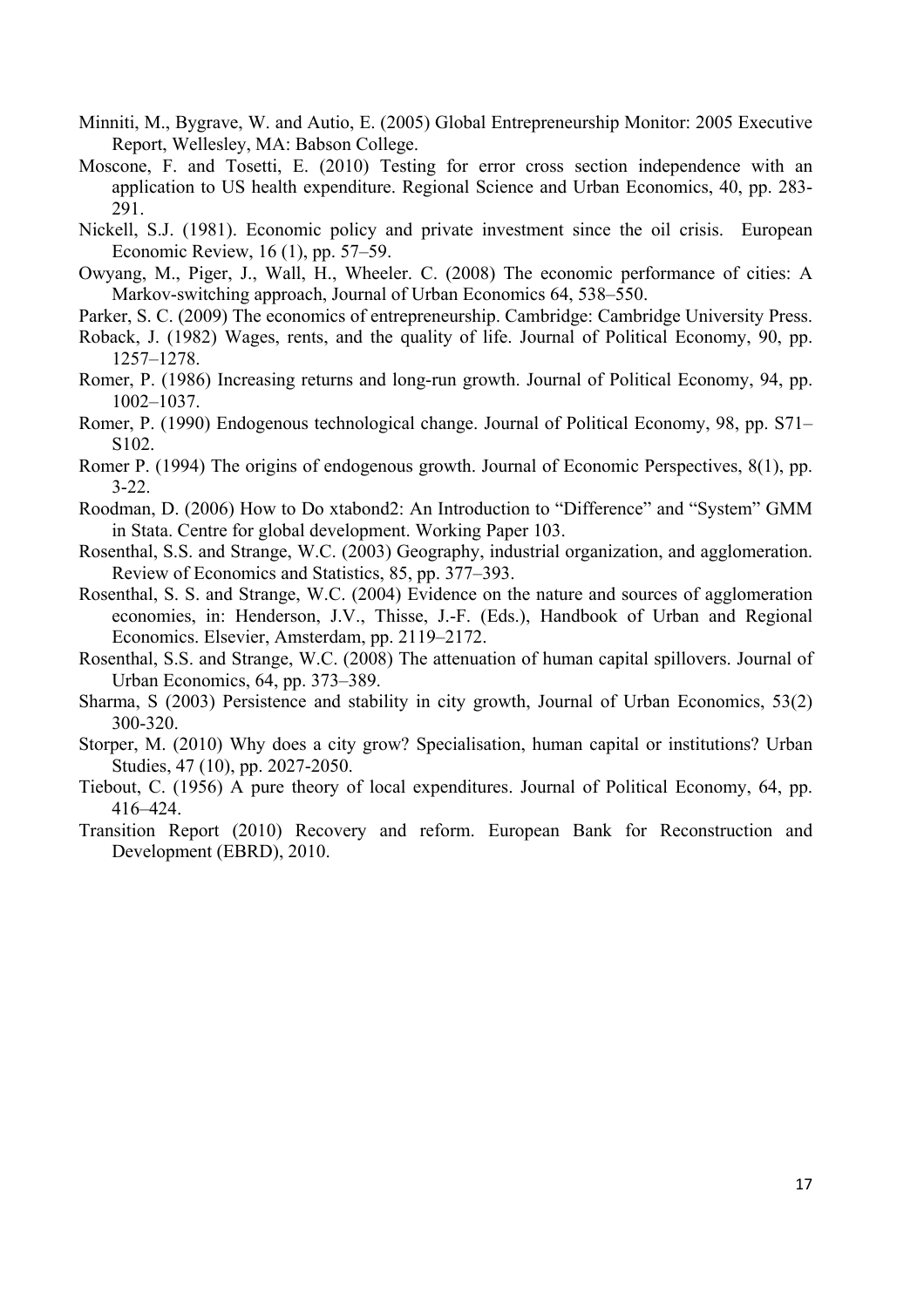Minniti, M., Bygrave, W. and Autio, E. (2005) Global Entrepreneurship Monitor: 2005 Executive Report, Wellesley, MA: Babson College.

Moscone, F. and Tosetti, E. (2010) Testing for error cross section independence with an application to US health expenditure. Regional Science and Urban Economics, 40, pp. 283-291.

Nickell, S.J. (1981). Economic policy and private investment since the oil crisis. European Economic Review, 16 (1), pp. 57–59.

Owyang, M., Piger, J., Wall, H., Wheeler. C. (2008) The economic performance of cities: A Markov-switching approach, Journal of Urban Economics 64, 538–550.

Parker, S. C. (2009) The economics of entrepreneurship. Cambridge: Cambridge University Press.

Roback, J. (1982) Wages, rents, and the quality of life. Journal of Political Economy, 90, pp. 1257–1278.

Romer, P. (1986) Increasing returns and long-run growth. Journal of Political Economy, 94, pp. 1002–1037.

Romer, P. (1990) Endogenous technological change. Journal of Political Economy, 98, pp. S71–S102.

Romer P. (1994) The origins of endogenous growth. Journal of Economic Perspectives, 8(1), pp. 3-22.

Roodman, D. (2006) How to Do xtabond2: An Introduction to "Difference" and "System" GMM in Stata. Centre for global development. Working Paper 103.

Rosenthal, S.S. and Strange, W.C. (2003) Geography, industrial organization, and agglomeration. Review of Economics and Statistics, 85, pp. 377–393.

Rosenthal, S. S. and Strange, W.C. (2004) Evidence on the nature and sources of agglomeration economies, in: Henderson, J.V., Thisse, J.-F. (Eds.), Handbook of Urban and Regional Economics. Elsevier, Amsterdam, pp. 2119–2172.

Rosenthal, S.S. and Strange, W.C. (2008) The attenuation of human capital spillovers. Journal of Urban Economics, 64, pp. 373–389.

Sharma, S (2003) Persistence and stability in city growth, Journal of Urban Economics, 53(2) 300-320.

Storper, M. (2010) Why does a city grow? Specialisation, human capital or institutions? Urban Studies, 47 (10), pp. 2027-2050.

Tiebout, C. (1956) A pure theory of local expenditures. Journal of Political Economy, 64, pp. 416–424.

Transition Report (2010) Recovery and reform. European Bank for Reconstruction and Development (EBRD), 2010.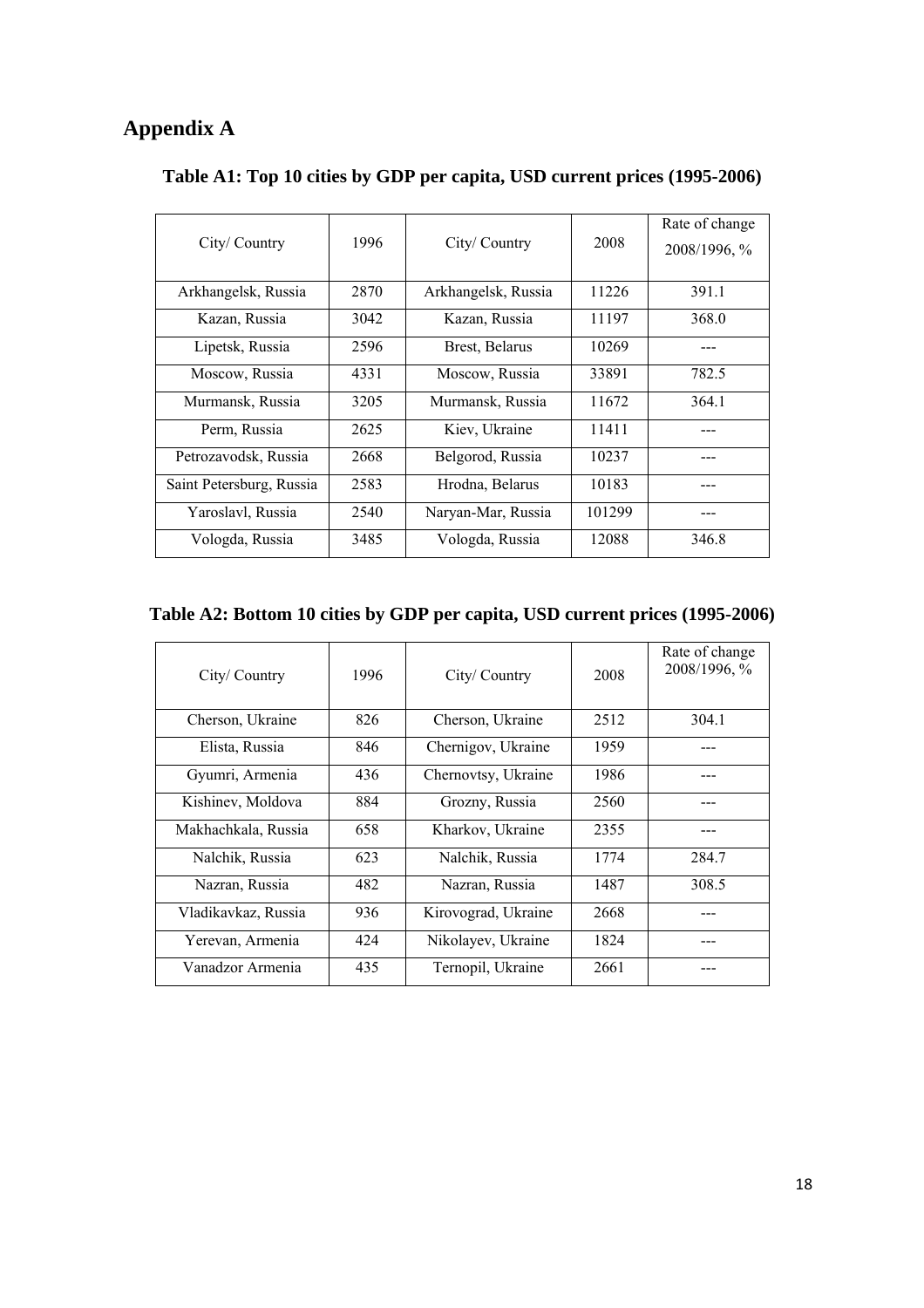# Appendix A

**Table A1: Top 10 cities by GDP per capita, USD current prices (1995-2006)**

| City/ Country | 1996 | City/ Country | 2008 | Rate of change 2008/1996, % |
|---|---|---|---|---|
| Arkhangelsk, Russia | 2870 | Arkhangelsk, Russia | 11226 | 391.1 |
| Kazan, Russia | 3042 | Kazan, Russia | 11197 | 368.0 |
| Lipetsk, Russia | 2596 | Brest, Belarus | 10269 | --- |
| Moscow, Russia | 4331 | Moscow, Russia | 33891 | 782.5 |
| Murmansk, Russia | 3205 | Murmansk, Russia | 11672 | 364.1 |
| Perm, Russia | 2625 | Kiev, Ukraine | 11411 | --- |
| Petrozavodsk, Russia | 2668 | Belgorod, Russia | 10237 | --- |
| Saint Petersburg, Russia | 2583 | Hrodna, Belarus | 10183 | --- |
| Yaroslavl, Russia | 2540 | Naryan-Mar, Russia | 101299 | --- |
| Vologda, Russia | 3485 | Vologda, Russia | 12088 | 346.8 |

**Table A2: Bottom 10 cities by GDP per capita, USD current prices (1995-2006)**

| City/ Country | 1996 | City/ Country | 2008 | Rate of change 2008/1996, % |
|---|---|---|---|---|
| Cherson, Ukraine | 826 | Cherson, Ukraine | 2512 | 304.1 |
| Elista, Russia | 846 | Chernigov, Ukraine | 1959 | --- |
| Gyumri, Armenia | 436 | Chernovtsy, Ukraine | 1986 | --- |
| Kishinev, Moldova | 884 | Grozny, Russia | 2560 | --- |
| Makhachkala, Russia | 658 | Kharkov, Ukraine | 2355 | --- |
| Nalchik, Russia | 623 | Nalchik, Russia | 1774 | 284.7 |
| Nazran, Russia | 482 | Nazran, Russia | 1487 | 308.5 |
| Vladikavkaz, Russia | 936 | Kirovograd, Ukraine | 2668 | --- |
| Yerevan, Armenia | 424 | Nikolayev, Ukraine | 1824 | --- |
| Vanadzor Armenia | 435 | Ternopil, Ukraine | 2661 | --- |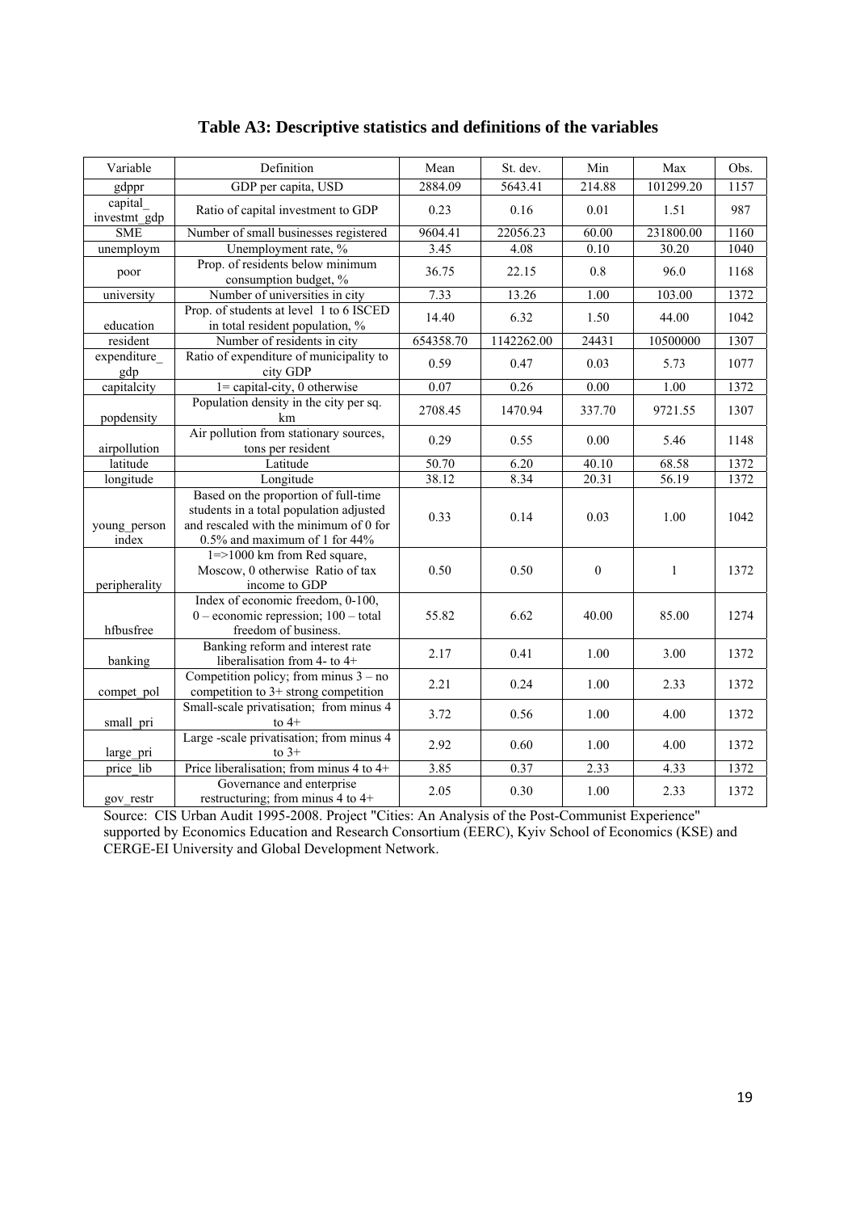# Table A3: Descriptive statistics and definitions of the variables

| Variable | Definition | Mean | St. dev. | Min | Max | Obs. |
|---|---|---|---|---|---|---|
| gdppr | GDP per capita, USD | 2884.09 | 5643.41 | 214.88 | 101299.20 | 1157 |
| capital_ investmt_gdp | Ratio of capital investment to GDP | 0.23 | 0.16 | 0.01 | 1.51 | 987 |
| SME | Number of small businesses registered | 9604.41 | 22056.23 | 60.00 | 231800.00 | 1160 |
| unemploym | Unemployment rate, % | 3.45 | 4.08 | 0.10 | 30.20 | 1040 |
| poor | Prop. of residents below minimum consumption budget, % | 36.75 | 22.15 | 0.8 | 96.0 | 1168 |
| university | Number of universities in city | 7.33 | 13.26 | 1.00 | 103.00 | 1372 |
| education | Prop. of students at level 1 to 6 ISCED in total resident population, % | 14.40 | 6.32 | 1.50 | 44.00 | 1042 |
| resident | Number of residents in city | 654358.70 | 1142262.00 | 24431 | 10500000 | 1307 |
| expenditure_ gdp | Ratio of expenditure of municipality to city GDP | 0.59 | 0.47 | 0.03 | 5.73 | 1077 |
| capitalcity | 1= capital-city, 0 otherwise | 0.07 | 0.26 | 0.00 | 1.00 | 1372 |
| popdensity | Population density in the city per sq. km | 2708.45 | 1470.94 | 337.70 | 9721.55 | 1307 |
| airpollution | Air pollution from stationary sources, tons per resident | 0.29 | 0.55 | 0.00 | 5.46 | 1148 |
| latitude | Latitude | 50.70 | 6.20 | 40.10 | 68.58 | 1372 |
| longitude | Longitude | 38.12 | 8.34 | 20.31 | 56.19 | 1372 |
| young_person index | Based on the proportion of full-time students in a total population adjusted and rescaled with the minimum of 0 for 0.5% and maximum of 1 for 44% | 0.33 | 0.14 | 0.03 | 1.00 | 1042 |
| peripherality | 1=>1000 km from Red square, Moscow, 0 otherwise Ratio of tax income to GDP | 0.50 | 0.50 | 0 | 1 | 1372 |
| hfbusfree | Index of economic freedom, 0-100, 0 – economic repression; 100 – total freedom of business. | 55.82 | 6.62 | 40.00 | 85.00 | 1274 |
| banking | Banking reform and interest rate liberalisation from 4- to 4+ | 2.17 | 0.41 | 1.00 | 3.00 | 1372 |
| compet_pol | Competition policy; from minus 3 – no competition to 3+ strong competition | 2.21 | 0.24 | 1.00 | 2.33 | 1372 |
| small_pri | Small-scale privatisation; from minus 4 to 4+ | 3.72 | 0.56 | 1.00 | 4.00 | 1372 |
| large_pri | Large -scale privatisation; from minus 4 to 3+ | 2.92 | 0.60 | 1.00 | 4.00 | 1372 |
| price_lib | Price liberalisation; from minus 4 to 4+ | 3.85 | 0.37 | 2.33 | 4.33 | 1372 |
| gov_restr | Governance and enterprise restructuring; from minus 4 to 4+ | 2.05 | 0.30 | 1.00 | 2.33 | 1372 |

Source: CIS Urban Audit 1995-2008. Project "Cities: An Analysis of the Post-Communist Experience" supported by Economics Education and Research Consortium (EERC), Kyiv School of Economics (KSE) and CERGE-EI University and Global Development Network.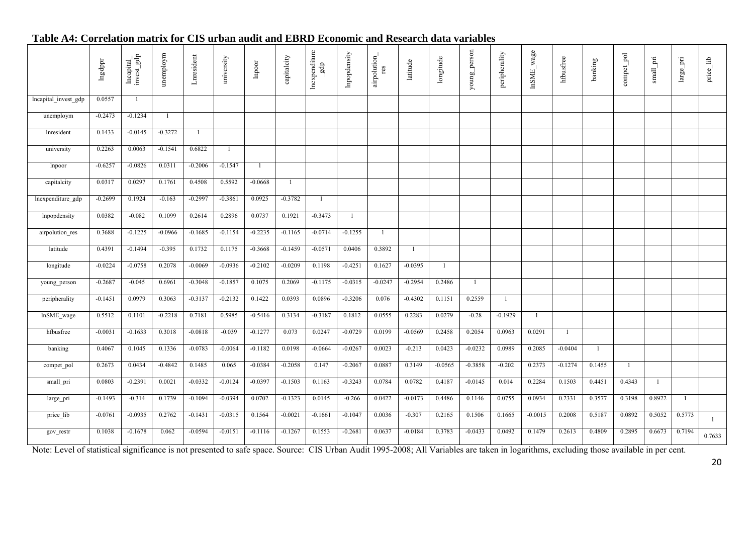## Table A4: Correlation matrix for CIS urban audit and EBRD Economic and Research data variables

| | lngdppr | lncapital_invest_gdp | unemploym | Lnresident | university | lnpoor | capitalcity | lnexpenditure_gdp | lnpopdensity | airpolution_res | latitude | longitude | young_person | peripherality | lnSME_wage | hfbusfree | banking | compet_pol | small_pri | large_pri | price_lib |
|---|---|---|---|---|---|---|---|---|---|---|---|---|---|---|---|---|---|---|---|---|---|
| lncapital_invest_gdp | 0.0557 | 1 | | | | | | | | | | | | | | | | | | | |
| unemploym | -0.2473 | -0.1234 | 1 | | | | | | | | | | | | | | | | | | |
| lnresident | 0.1433 | -0.0145 | -0.3272 | 1 | | | | | | | | | | | | | | | | | |
| university | 0.2263 | 0.0063 | -0.1541 | 0.6822 | 1 | | | | | | | | | | | | | | | | |
| lnpoor | -0.6257 | -0.0826 | 0.0311 | -0.2006 | -0.1547 | 1 | | | | | | | | | | | | | | | |
| capitalcity | 0.0317 | 0.0297 | 0.1761 | 0.4508 | 0.5592 | -0.0668 | 1 | | | | | | | | | | | | | | |
| lnexpenditure_gdp | -0.2699 | 0.1924 | -0.163 | -0.2997 | -0.3861 | 0.0925 | -0.3782 | 1 | | | | | | | | | | | | | |
| lnpopdensity | 0.0382 | -0.082 | 0.1099 | 0.2614 | 0.2896 | 0.0737 | 0.1921 | -0.3473 | 1 | | | | | | | | | | | | |
| airpolution_res | 0.3688 | -0.1225 | -0.0966 | -0.1685 | -0.1154 | -0.2235 | -0.1165 | -0.0714 | -0.1255 | 1 | | | | | | | | | | | |
| latitude | 0.4391 | -0.1494 | -0.395 | 0.1732 | 0.1175 | -0.3668 | -0.1459 | -0.0571 | 0.0406 | 0.3892 | 1 | | | | | | | | | | |
| longitude | -0.0224 | -0.0758 | 0.2078 | -0.0069 | -0.0936 | -0.2102 | -0.0209 | 0.1198 | -0.4251 | 0.1627 | -0.0395 | 1 | | | | | | | | | |
| young_person | -0.2687 | -0.045 | 0.6961 | -0.3048 | -0.1857 | 0.1075 | 0.2069 | -0.1175 | -0.0315 | -0.0247 | -0.2954 | 0.2486 | 1 | | | | | | | | |
| peripherality | -0.1451 | 0.0979 | 0.3063 | -0.3137 | -0.2132 | 0.1422 | 0.0393 | 0.0896 | -0.3206 | 0.076 | -0.4302 | 0.1151 | 0.2559 | 1 | | | | | | | |
| lnSME_wage | 0.5512 | 0.1101 | -0.2218 | 0.7181 | 0.5985 | -0.5416 | 0.3134 | -0.3187 | 0.1812 | 0.0555 | 0.2283 | 0.0279 | -0.28 | -0.1929 | 1 | | | | | | |
| hfbusfree | -0.0031 | -0.1633 | 0.3018 | -0.0818 | -0.039 | -0.1277 | 0.073 | 0.0247 | -0.0729 | 0.0199 | -0.0569 | 0.2458 | 0.2054 | 0.0963 | 0.0291 | 1 | | | | | |
| banking | 0.4067 | 0.1045 | 0.1336 | -0.0783 | -0.0064 | -0.1182 | 0.0198 | -0.0664 | -0.0267 | 0.0023 | -0.213 | 0.0423 | -0.0232 | 0.0989 | 0.2085 | -0.0404 | 1 | | | | |
| compet_pol | 0.2673 | 0.0434 | -0.4842 | 0.1485 | 0.065 | -0.0384 | -0.2058 | 0.147 | -0.2067 | 0.0887 | 0.3149 | -0.0565 | -0.3858 | -0.202 | 0.2373 | -0.1274 | 0.1455 | 1 | | | |
| small_pri | 0.0803 | -0.2391 | 0.0021 | -0.0332 | -0.0124 | -0.0397 | -0.1503 | 0.1163 | -0.3243 | 0.0784 | 0.0782 | 0.4187 | -0.0145 | 0.014 | 0.2284 | 0.1503 | 0.4451 | 0.4343 | 1 | | |
| large_pri | -0.1493 | -0.314 | 0.1739 | -0.1094 | -0.0394 | 0.0702 | -0.1323 | 0.0145 | -0.266 | 0.0422 | -0.0173 | 0.4486 | 0.1146 | 0.0755 | 0.0934 | 0.2331 | 0.3577 | 0.3198 | 0.8922 | 1 | |
| price_lib | -0.0761 | -0.0935 | 0.2762 | -0.1431 | -0.0315 | 0.1564 | -0.0021 | -0.1661 | -0.1047 | 0.0036 | -0.307 | 0.2165 | 0.1506 | 0.1665 | -0.0015 | 0.2008 | 0.5187 | 0.0892 | 0.5052 | 0.5773 | 1 |
| gov_restr | 0.1038 | -0.1678 | 0.062 | -0.0594 | -0.0151 | -0.1116 | -0.1267 | 0.1553 | -0.2681 | 0.0637 | -0.0184 | 0.3783 | -0.0433 | 0.0492 | 0.1479 | 0.2613 | 0.4809 | 0.2895 | 0.6673 | 0.7194 | 0.7633 |

Note: Level of statistical significance is not presented to safe space. Source: CIS Urban Audit 1995-2008; All Variables are taken in logarithms, excluding those available in per cent.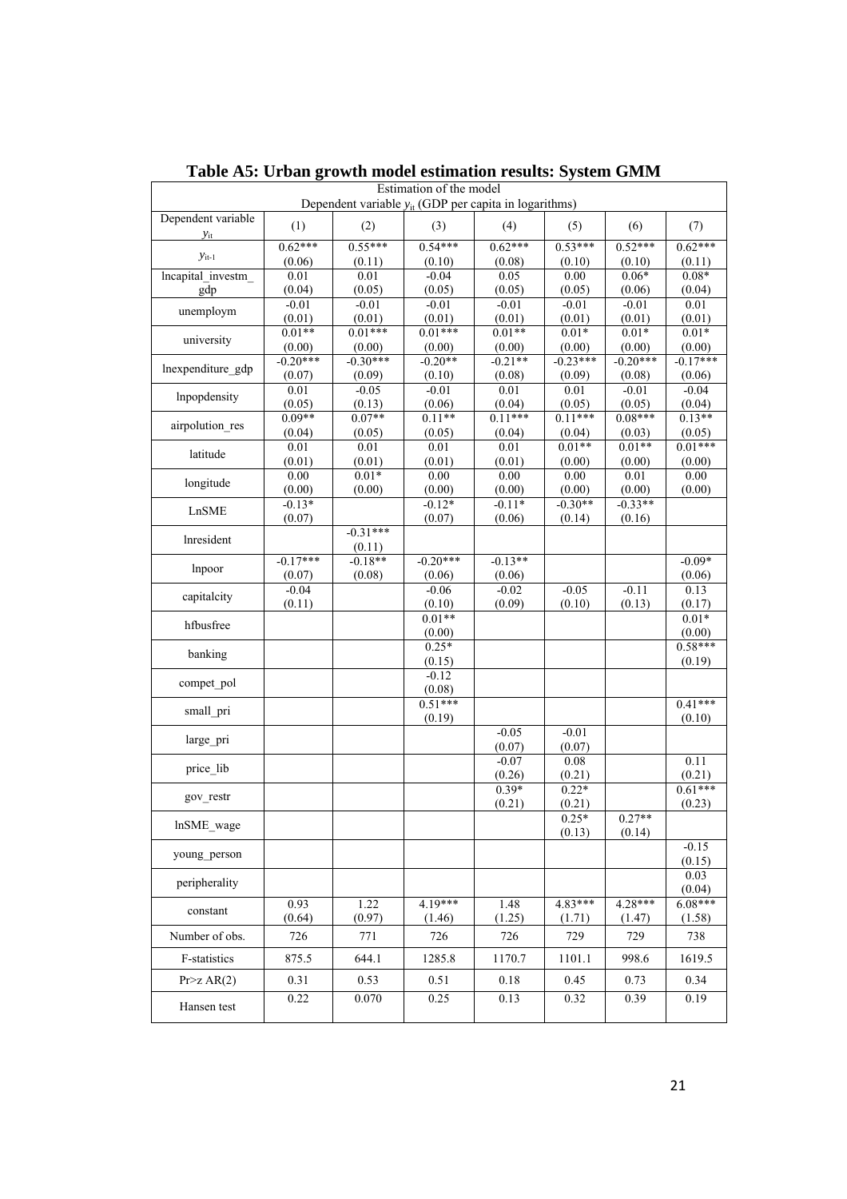# Table A5: Urban growth model estimation results: System GMM

| Estimation of the model<br>Dependent variable $y_{it}$ (GDP per capita in logarithms) | | | | | | | |
|---|---|---|---|---|---|---|---|
| Dependent variable $y_{it}$ | (1) | (2) | (3) | (4) | (5) | (6) | (7) |
| $y_{it-1}$ | 0.62***<br>(0.06) | 0.55***<br>(0.11) | 0.54***<br>(0.10) | 0.62***<br>(0.08) | 0.53***<br>(0.10) | 0.52***<br>(0.10) | 0.62***<br>(0.11) |
| lncapital_investm_gdp | 0.01<br>(0.04) | 0.01<br>(0.05) | -0.04<br>(0.05) | 0.05<br>(0.05) | 0.00<br>(0.05) | 0.06*<br>(0.06) | 0.08*<br>(0.04) |
| unemploym | -0.01<br>(0.01) | -0.01<br>(0.01) | -0.01<br>(0.01) | -0.01<br>(0.01) | -0.01<br>(0.01) | -0.01<br>(0.01) | 0.01<br>(0.01) |
| university | 0.01**<br>(0.00) | 0.01***<br>(0.00) | 0.01***<br>(0.00) | 0.01**<br>(0.00) | 0.01*<br>(0.00) | 0.01*<br>(0.00) | 0.01*<br>(0.00) |
| lnexpenditure_gdp | -0.20***<br>(0.07) | -0.30***<br>(0.09) | -0.20**<br>(0.10) | -0.21**<br>(0.08) | -0.23***<br>(0.09) | -0.20***<br>(0.08) | -0.17***<br>(0.06) |
| lnpopdensity | 0.01<br>(0.05) | -0.05<br>(0.13) | -0.01<br>(0.06) | 0.01<br>(0.04) | 0.01<br>(0.05) | -0.01<br>(0.05) | -0.04<br>(0.04) |
| airpolution_res | 0.09**<br>(0.04) | 0.07**<br>(0.05) | 0.11**<br>(0.05) | 0.11***<br>(0.04) | 0.11***<br>(0.04) | 0.08***<br>(0.03) | 0.13**<br>(0.05) |
| latitude | 0.01<br>(0.01) | 0.01<br>(0.01) | 0.01<br>(0.01) | 0.01<br>(0.01) | 0.01**<br>(0.00) | 0.01**<br>(0.00) | 0.01***<br>(0.00) |
| longitude | 0.00<br>(0.00) | 0.01*<br>(0.00) | 0.00<br>(0.00) | 0.00<br>(0.00) | 0.00<br>(0.00) | 0.01<br>(0.00) | 0.00<br>(0.00) |
| LnSME | -0.13*<br>(0.07) | | -0.12*<br>(0.07) | -0.11*<br>(0.06) | -0.30**<br>(0.14) | -0.33**<br>(0.16) | |
| lnresident | | -0.31***<br>(0.11) | | | | | |
| lnpoor | -0.17***<br>(0.07) | -0.18**<br>(0.08) | -0.20***<br>(0.06) | -0.13**<br>(0.06) | | | -0.09*<br>(0.06) |
| capitalcity | -0.04<br>(0.11) | | -0.06<br>(0.10) | -0.02<br>(0.09) | -0.05<br>(0.10) | -0.11<br>(0.13) | 0.13<br>(0.17) |
| hfbusfree | | | 0.01**<br>(0.00) | | | | 0.01*<br>(0.00) |
| banking | | | 0.25*<br>(0.15) | | | | 0.58***<br>(0.19) |
| compet_pol | | | -0.12<br>(0.08) | | | | |
| small_pri | | | 0.51***<br>(0.19) | | | | 0.41***<br>(0.10) |
| large_pri | | | | -0.05<br>(0.07) | -0.01<br>(0.07) | | |
| price_lib | | | | -0.07<br>(0.26) | 0.08<br>(0.21) | | 0.11<br>(0.21) |
| gov_restr | | | | 0.39*<br>(0.21) | 0.22*<br>(0.21) | | 0.61***<br>(0.23) |
| lnSME_wage | | | | | 0.25*<br>(0.13) | 0.27**<br>(0.14) | |
| young_person | | | | | | | -0.15<br>(0.15) |
| peripherality | | | | | | | 0.03<br>(0.04) |
| constant | 0.93<br>(0.64) | 1.22<br>(0.97) | 4.19***<br>(1.46) | 1.48<br>(1.25) | 4.83***<br>(1.71) | 4.28***<br>(1.47) | 6.08***<br>(1.58) |
| Number of obs. | 726 | 771 | 726 | 726 | 729 | 729 | 738 |
| F-statistics | 875.5 | 644.1 | 1285.8 | 1170.7 | 1101.1 | 998.6 | 1619.5 |
| Pr>z AR(2) | 0.31 | 0.53 | 0.51 | 0.18 | 0.45 | 0.73 | 0.34 |
| Hansen test | 0.22 | 0.070 | 0.25 | 0.13 | 0.32 | 0.39 | 0.19 |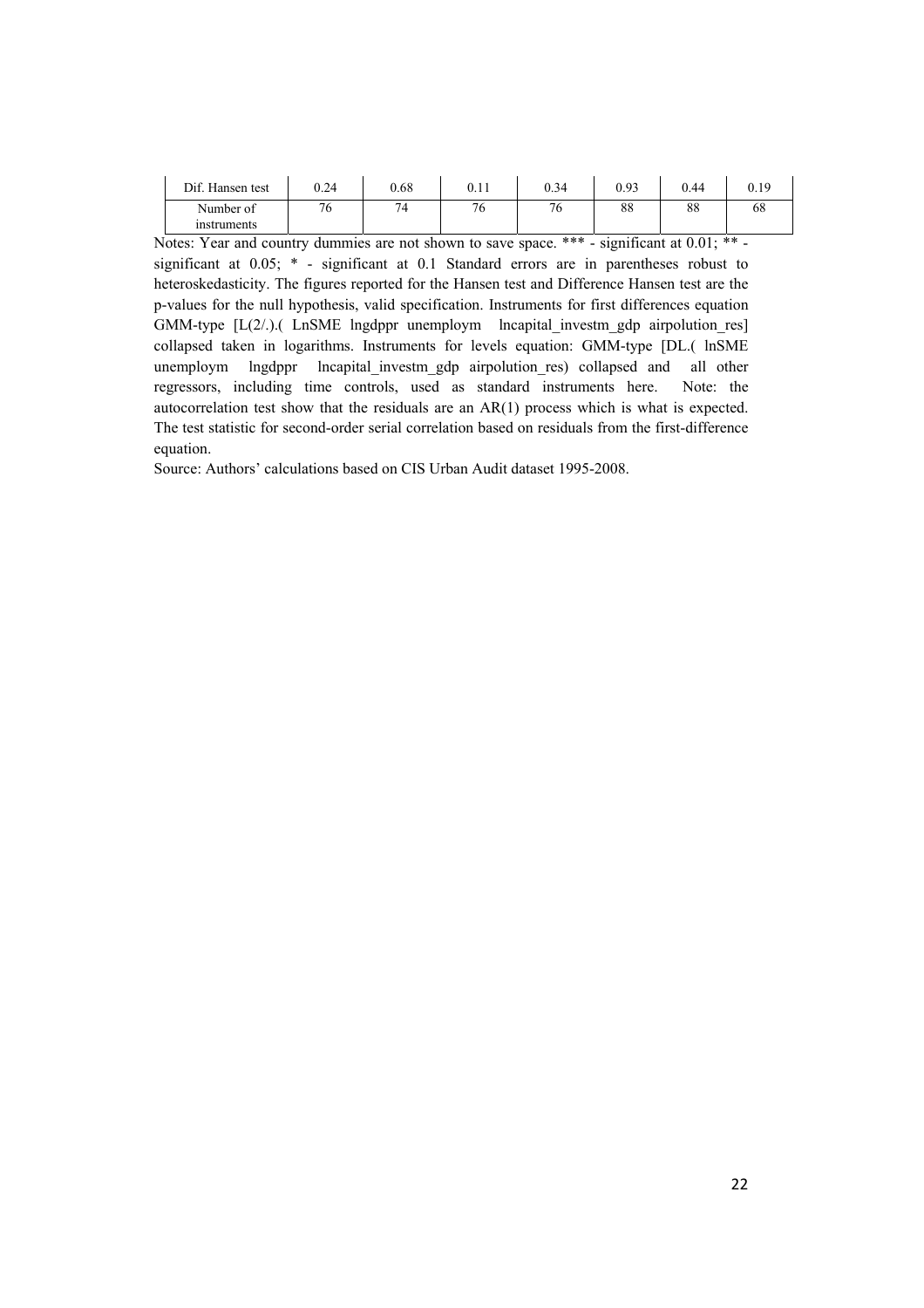| | | | | | | | |
|---|---|---|---|---|---|---|---|
| Dif. Hansen test | 0.24 | 0.68 | 0.11 | 0.34 | 0.93 | 0.44 | 0.19 |
| Number of instruments | 76 | 74 | 76 | 76 | 88 | 88 | 68 |

Notes: Year and country dummies are not shown to save space. *** - significant at 0.01; ** - significant at 0.05; * - significant at 0.1 Standard errors are in parentheses robust to heteroskedasticity. The figures reported for the Hansen test and Difference Hansen test are the p-values for the null hypothesis, valid specification. Instruments for first differences equation GMM-type [L(2/.).( LnSME lngdppr unemploym lncapital_investm_gdp airpolution_res] collapsed taken in logarithms. Instruments for levels equation: GMM-type [DL.( lnSME unemploym lngdppr lncapital_investm_gdp airpolution_res) collapsed and all other regressors, including time controls, used as standard instruments here. Note: the autocorrelation test show that the residuals are an AR(1) process which is what is expected. The test statistic for second-order serial correlation based on residuals from the first-difference equation.

Source: Authors' calculations based on CIS Urban Audit dataset 1995-2008.